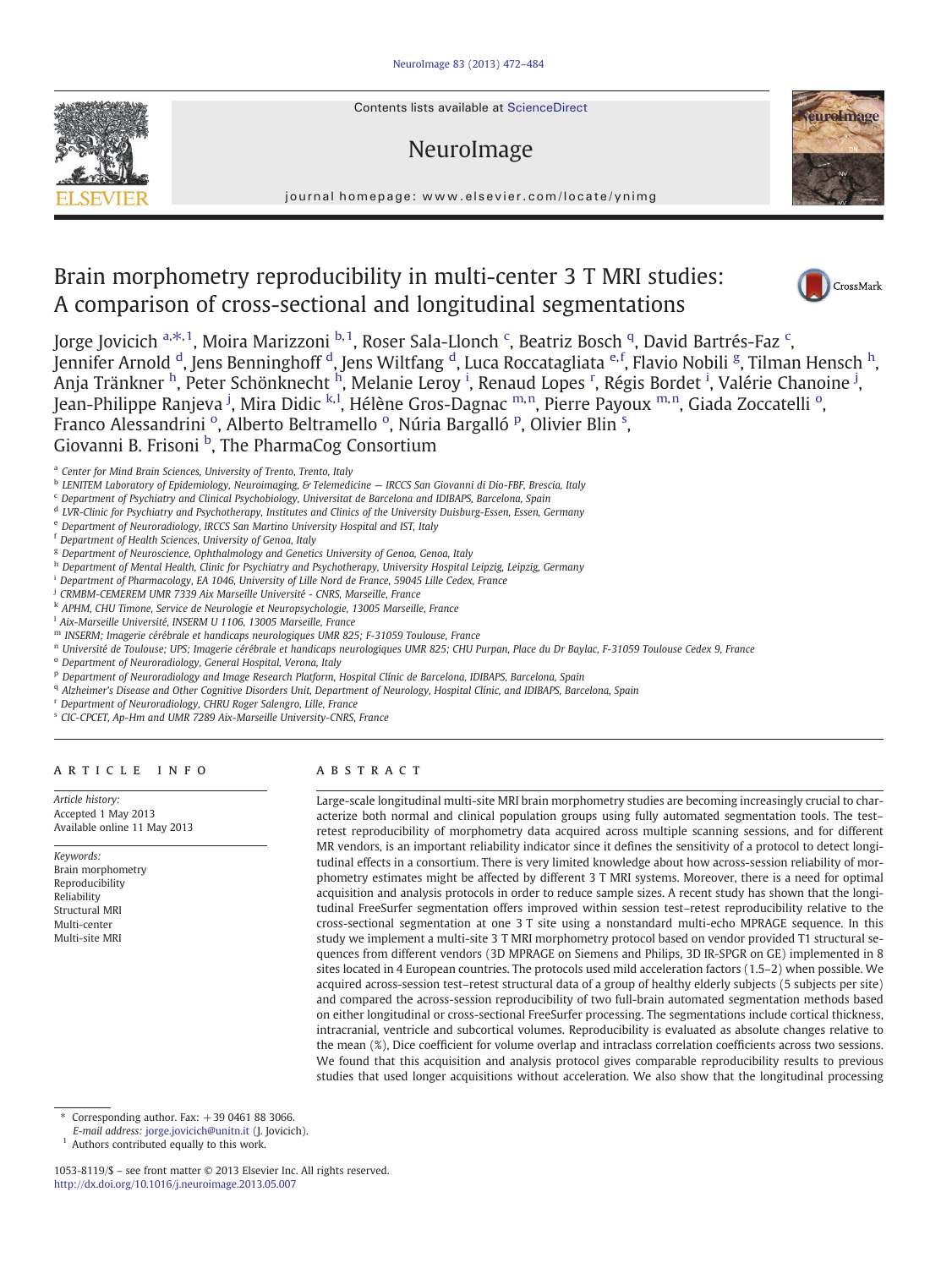# Brain morphometry reproducibility in multi-center 3 T MRI studies: A comparison of cross-sectional and longitudinal segmentations

Jorge Jovicich [a,*,1], Moira Marizzoni [b,1], Roser Sala-Llonch [c], Beatriz Bosch [q], David Bartrés-Faz [c], Jennifer Arnold [d], Jens Benninghoff [d], Jens Wiltfang [d], Luca Roccatagliata [e,f], Flavio Nobili [g], Tilman Hensch [h], Anja Tränkner [h], Peter Schönknecht [h], Melanie Leroy [i], Renaud Lopes [r], Régis Bordet [i], Valérie Chanoine [j], Jean-Philippe Ranjeva [j], Mira Didic [k,l], Hélène Gros-Dagnac [m,n], Pierre Payoux [m,n], Giada Zoccatelli [o], Franco Alessandrini [o], Alberto Beltramello [o], Núria Bargalló [p], Olivier Blin [s], Giovanni B. Frisoni [b], The PharmaCog Consortium

[a] *Center for Mind Brain Sciences, University of Trento, Trento, Italy*
[b] *LENITEM Laboratory of Epidemiology, Neuroimaging, & Telemedicine — IRCCS San Giovanni di Dio-FBF, Brescia, Italy*
[c] *Department of Psychiatry and Clinical Psychobiology, Universitat de Barcelona and IDIBAPS, Barcelona, Spain*
[d] *LVR-Clinic for Psychiatry and Psychotherapy, Institutes and Clinics of the University Duisburg-Essen, Essen, Germany*
[e] *Department of Neuroradiology, IRCCS San Martino University Hospital and IST, Italy*
[f] *Department of Health Sciences, University of Genoa, Italy*
[g] *Department of Neuroscience, Ophthalmology and Genetics University of Genoa, Genoa, Italy*
[h] *Department of Mental Health, Clinic for Psychiatry and Psychotherapy, University Hospital Leipzig, Leipzig, Germany*
[i] *Department of Pharmacology, EA 1046, University of Lille Nord de France, 59045 Lille Cedex, France*
[j] *CRMBM-CEMEREM UMR 7339 Aix Marseille Université - CNRS, Marseille, France*
[k] *APHM, CHU Timone, Service de Neurologie et Neuropsychologie, 13005 Marseille, France*
[l] *Aix-Marseille Université, INSERM U 1106, 13005 Marseille, France*
[m] *INSERM; Imagerie cérébrale et handicaps neurologiques UMR 825; F-31059 Toulouse, France*
[n] *Université de Toulouse; UPS; Imagerie cérébrale et handicaps neurologiques UMR 825; CHU Purpan, Place du Dr Baylac, F-31059 Toulouse Cedex 9, France*
[o] *Department of Neuroradiology, General Hospital, Verona, Italy*
[p] *Department of Neuroradiology and Image Research Platform, Hospital Clínic de Barcelona, IDIBAPS, Barcelona, Spain*
[q] *Alzheimer's Disease and Other Cognitive Disorders Unit, Department of Neurology, Hospital Clínic, and IDIBAPS, Barcelona, Spain*
[r] *Department of Neuroradiology, CHRU Roger Salengro, Lille, France*
[s] *CIC-CPCET, Ap-Hm and UMR 7289 Aix-Marseille University-CNRS, France*

## ARTICLE INFO

*Article history:*
Accepted 1 May 2013
Available online 11 May 2013

*Keywords:*
Brain morphometry
Reproducibility
Reliability
Structural MRI
Multi-center
Multi-site MRI

## ABSTRACT

Large-scale longitudinal multi-site MRI brain morphometry studies are becoming increasingly crucial to characterize both normal and clinical population groups using fully automated segmentation tools. The test–retest reproducibility of morphometry data acquired across multiple scanning sessions, and for different MR vendors, is an important reliability indicator since it defines the sensitivity of a protocol to detect longitudinal effects in a consortium. There is very limited knowledge about how across-session reliability of morphometry estimates might be affected by different 3 T MRI systems. Moreover, there is a need for optimal acquisition and analysis protocols in order to reduce sample sizes. A recent study has shown that the longitudinal FreeSurfer segmentation offers improved within session test–retest reproducibility relative to the cross-sectional segmentation at one 3 T site using a nonstandard multi-echo MPRAGE sequence. In this study we implement a multi-site 3 T MRI morphometry protocol based on vendor provided T1 structural sequences from different vendors (3D MPRAGE on Siemens and Philips, 3D IR-SPGR on GE) implemented in 8 sites located in 4 European countries. The protocols used mild acceleration factors (1.5–2) when possible. We acquired across-session test–retest structural data of a group of healthy elderly subjects (5 subjects per site) and compared the across-session reproducibility of two full-brain automated segmentation methods based on either longitudinal or cross-sectional FreeSurfer processing. The segmentations include cortical thickness, intracranial, ventricle and subcortical volumes. Reproducibility is evaluated as absolute changes relative to the mean (%), Dice coefficient for volume overlap and intraclass correlation coefficients across two sessions. We found that this acquisition and analysis protocol gives comparable reproducibility results to previous studies that used longer acquisitions without acceleration. We also show that the longitudinal processing

---

* Corresponding author. Fax: +39 0461 88 3066.
*E-mail address:* jorge.jovicich@unitn.it (J. Jovicich).
[1] Authors contributed equally to this work.

1053-8119/$ – see front matter © 2013 Elsevier Inc. All rights reserved.
http://dx.doi.org/10.1016/j.neuroimage.2013.05.007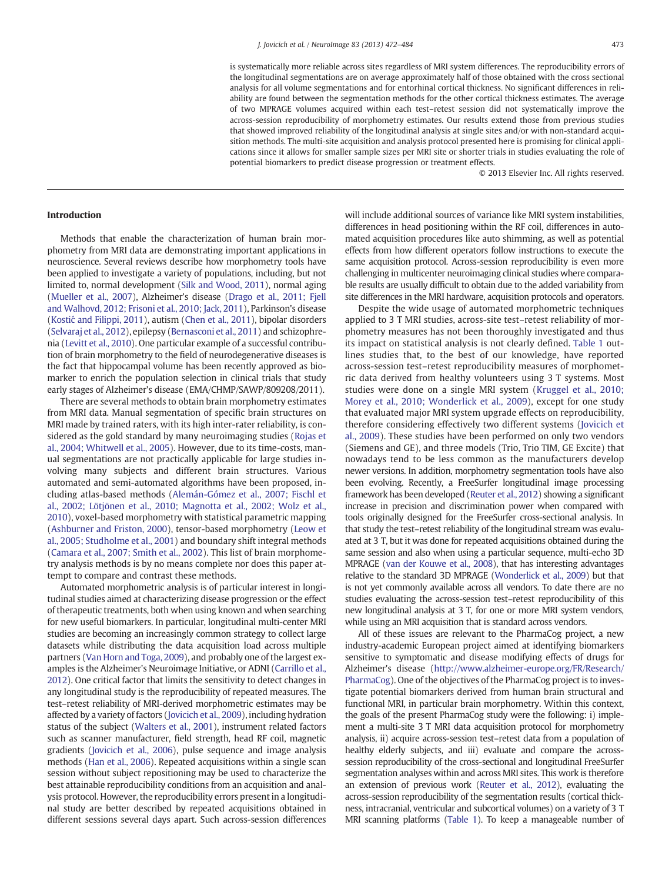is systematically more reliable across sites regardless of MRI system differences. The reproducibility errors of the longitudinal segmentations are on average approximately half of those obtained with the cross sectional analysis for all volume segmentations and for entorhinal cortical thickness. No significant differences in reliability are found between the segmentation methods for the other cortical thickness estimates. The average of two MPRAGE volumes acquired within each test–retest session did not systematically improve the across-session reproducibility of morphometry estimates. Our results extend those from previous studies that showed improved reliability of the longitudinal analysis at single sites and/or with non-standard acquisition methods. The multi-site acquisition and analysis protocol presented here is promising for clinical applications since it allows for smaller sample sizes per MRI site or shorter trials in studies evaluating the role of potential biomarkers to predict disease progression or treatment effects.

© 2013 Elsevier Inc. All rights reserved.

## Introduction

Methods that enable the characterization of human brain morphometry from MRI data are demonstrating important applications in neuroscience. Several reviews describe how morphometry tools have been applied to investigate a variety of populations, including, but not limited to, normal development (Silk and Wood, 2011), normal aging (Mueller et al., 2007), Alzheimer's disease (Drago et al., 2011; Fjell and Walhovd, 2012; Frisoni et al., 2010; Jack, 2011), Parkinson's disease (Kostić and Filippi, 2011), autism (Chen et al., 2011), bipolar disorders (Selvaraj et al., 2012), epilepsy (Bernasconi et al., 2011) and schizophrenia (Levitt et al., 2010). One particular example of a successful contribution of brain morphometry to the field of neurodegenerative diseases is the fact that hippocampal volume has been recently approved as biomarker to enrich the population selection in clinical trials that study early stages of Alzheimer's disease (EMA/CHMP/SAWP/809208/2011).

There are several methods to obtain brain morphometry estimates from MRI data. Manual segmentation of specific brain structures on MRI made by trained raters, with its high inter-rater reliability, is considered as the gold standard by many neuroimaging studies (Rojas et al., 2004; Whitwell et al., 2005). However, due to its time-costs, manual segmentations are not practically applicable for large studies involving many subjects and different brain structures. Various automated and semi-automated algorithms have been proposed, including atlas-based methods (Alemán-Gómez et al., 2007; Fischl et al., 2002; Lötjönen et al., 2010; Magnotta et al., 2002; Wolz et al., 2010), voxel-based morphometry with statistical parametric mapping (Ashburner and Friston, 2000), tensor-based morphometry (Leow et al., 2005; Studholme et al., 2001) and boundary shift integral methods (Camara et al., 2007; Smith et al., 2002). This list of brain morphometry analysis methods is by no means complete nor does this paper attempt to compare and contrast these methods.

Automated morphometric analysis is of particular interest in longitudinal studies aimed at characterizing disease progression or the effect of therapeutic treatments, both when using known and when searching for new useful biomarkers. In particular, longitudinal multi-center MRI studies are becoming an increasingly common strategy to collect large datasets while distributing the data acquisition load across multiple partners (Van Horn and Toga, 2009), and probably one of the largest examples is the Alzheimer's Neuroimage Initiative, or ADNI (Carrillo et al., 2012). One critical factor that limits the sensitivity to detect changes in any longitudinal study is the reproducibility of repeated measures. The test–retest reliability of MRI-derived morphometric estimates may be affected by a variety of factors (Jovicich et al., 2009), including hydration status of the subject (Walters et al., 2001), instrument related factors such as scanner manufacturer, field strength, head RF coil, magnetic gradients (Jovicich et al., 2006), pulse sequence and image analysis methods (Han et al., 2006). Repeated acquisitions within a single scan session without subject repositioning may be used to characterize the best attainable reproducibility conditions from an acquisition and analysis protocol. However, the reproducibility errors present in a longitudinal study are better described by repeated acquisitions obtained in different sessions several days apart. Such across-session differences will include additional sources of variance like MRI system instabilities, differences in head positioning within the RF coil, differences in automated acquisition procedures like auto shimming, as well as potential effects from how different operators follow instructions to execute the same acquisition protocol. Across-session reproducibility is even more challenging in multicenter neuroimaging clinical studies where comparable results are usually difficult to obtain due to the added variability from site differences in the MRI hardware, acquisition protocols and operators.

Despite the wide usage of automated morphometric techniques applied to 3 T MRI studies, across-site test–retest reliability of morphometry measures has not been thoroughly investigated and thus its impact on statistical analysis is not clearly defined. Table 1 outlines studies that, to the best of our knowledge, have reported across-session test–retest reproducibility measures of morphometric data derived from healthy volunteers using 3 T systems. Most studies were done on a single MRI system (Kruggel et al., 2010; Morey et al., 2010; Wonderlick et al., 2009), except for one study that evaluated major MRI system upgrade effects on reproducibility, therefore considering effectively two different systems (Jovicich et al., 2009). These studies have been performed on only two vendors (Siemens and GE), and three models (Trio, Trio TIM, GE Excite) that nowadays tend to be less common as the manufacturers develop newer versions. In addition, morphometry segmentation tools have also been evolving. Recently, a FreeSurfer longitudinal image processing framework has been developed (Reuter et al., 2012) showing a significant increase in precision and discrimination power when compared with tools originally designed for the FreeSurfer cross-sectional analysis. In that study the test–retest reliability of the longitudinal stream was evaluated at 3 T, but it was done for repeated acquisitions obtained during the same session and also when using a particular sequence, multi-echo 3D MPRAGE (van der Kouwe et al., 2008), that has interesting advantages relative to the standard 3D MPRAGE (Wonderlick et al., 2009) but that is not yet commonly available across all vendors. To date there are no studies evaluating the across-session test–retest reproducibility of this new longitudinal analysis at 3 T, for one or more MRI system vendors, while using an MRI acquisition that is standard across vendors.

All of these issues are relevant to the PharmaCog project, a new industry-academic European project aimed at identifying biomarkers sensitive to symptomatic and disease modifying effects of drugs for Alzheimer's disease (http://www.alzheimer-europe.org/FR/Research/PharmaCog). One of the objectives of the PharmaCog project is to investigate potential biomarkers derived from human brain structural and functional MRI, in particular brain morphometry. Within this context, the goals of the present PharmaCog study were the following: i) implement a multi-site 3 T MRI data acquisition protocol for morphometry analysis, ii) acquire across-session test–retest data from a population of healthy elderly subjects, and iii) evaluate and compare the across-session reproducibility of the cross-sectional and longitudinal FreeSurfer segmentation analyses within and across MRI sites. This work is therefore an extension of previous work (Reuter et al., 2012), evaluating the across-session reproducibility of the segmentation results (cortical thickness, intracranial, ventricular and subcortical volumes) on a variety of 3 T MRI scanning platforms (Table 1). To keep a manageable number of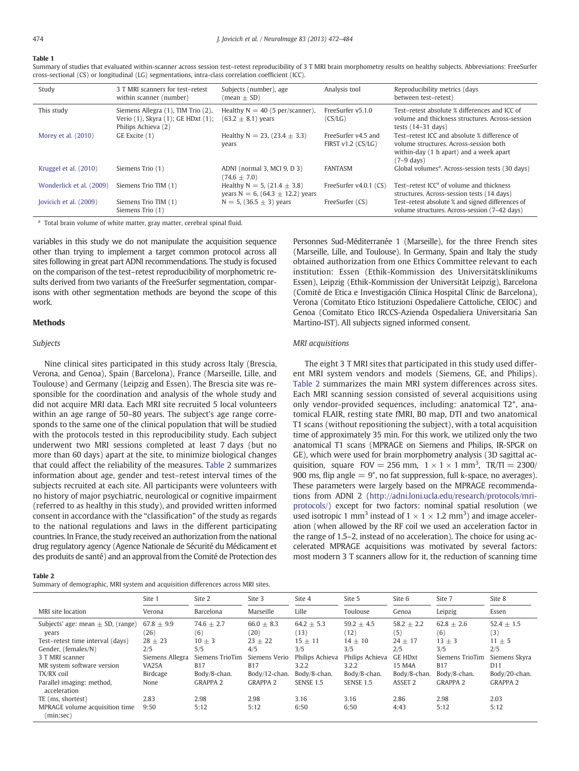**Table 1**

Summary of studies that evaluated within-scanner across session test–retest reproducibility of 3 T MRI brain morphometry results on healthy subjects. Abbreviations: FreeSurfer cross-sectional (CS) or longitudinal (LG) segmentations, intra-class correlation coefficient (ICC).

| Study | 3 T MRI scanners for test–retest within scanner (number) | Subjects (number), age (mean ± SD) | Analysis tool | Reproducibility metrics (days between test–retest) |
|---|---|---|---|---|
| This study | Siemens Allegra (1), TIM Trio (2), Verio (1), Skyra (1); GE HDxt (1); Philips Achieva (2) | Healthy N = 40 (5 per/scanner), (63.2 ± 8.1) years | FreeSurfer v5.1.0 (CS/LG) | Test–retest absolute % differences and ICC of volume and thickness structures. Across-session tests (14–31 days) |
| Morey et al. (2010) | GE Excite (1) | Healthy N = 23, (23.4 ± 3.3) years | FreeSurfer v4.5 and FIRST v1.2 (CS/LG) | Test–retest ICC and absolute % difference of volume structures. Across-session both within-day (1 h apart) and a week apart (7–9 days) |
| Kruggel et al. (2010) | Siemens Trio (1) | ADNI (normal 3, MCI 9, D 3) (74.6 ± 7.0) | FANTASM | Global volumes[a]. Across-session tests (30 days) |
| Wonderlick et al. (2009) | Siemens Trio TIM (1) | Healthy N = 5, (21.4 ± 3.8) years N = 6, (64.3 ± 12.2) years | FreeSurfer v4.0.1 (CS) | Test–retest ICC[a] of volume and thickness structures. Across-session tests (14 days) |
| Jovicich et al. (2009) | Siemens Trio TIM (1) Siemens Trio (1) | N = 5, (36.5 ± 3) years | FreeSurfer (CS) | Test–retest absolute % and signed differences of volume structures. Across-session (7–42 days) |

[a] Total brain volume of white matter, gray matter, cerebral spinal fluid.

variables in this study we do not manipulate the acquisition sequence other than trying to implement a target common protocol across all sites following in great part ADNI recommendations. The study is focused on the comparison of the test–retest reproducibility of morphometric results derived from two variants of the FreeSurfer segmentation, comparisons with other segmentation methods are beyond the scope of this work.

## Methods

### Subjects

Nine clinical sites participated in this study across Italy (Brescia, Verona, and Genoa), Spain (Barcelona), France (Marseille, Lille, and Toulouse) and Germany (Leipzig and Essen). The Brescia site was responsible for the coordination and analysis of the whole study and did not acquire MRI data. Each MRI site recruited 5 local volunteers within an age range of 50–80 years. The subject's age range corresponds to the same one of the clinical population that will be studied with the protocols tested in this reproducibility study. Each subject underwent two MRI sessions completed at least 7 days (but no more than 60 days) apart at the site, to minimize biological changes that could affect the reliability of the measures. Table 2 summarizes information about age, gender and test–retest interval times of the subjects recruited at each site. All participants were volunteers with no history of major psychiatric, neurological or cognitive impairment (referred to as healthy in this study), and provided written informed consent in accordance with the "classification" of the study as regards to the national regulations and laws in the different participating countries. In France, the study received an authorization from the national drug regulatory agency (Agence Nationale de Sécurité du Médicament et des produits de santé) and an approval from the Comité de Protection des Personnes Sud-Méditerranée 1 (Marseille), for the three French sites (Marseille, Lille, and Toulouse). In Germany, Spain and Italy the study obtained authorization from one Ethics Committee relevant to each institution: Essen (Ethik-Kommission des Universitätsklinikums Essen), Leipzig (Ethik-Kommission der Universität Leipzig), Barcelona (Comité de Etica e Investigación Clínica Hospital Clínic de Barcelona), Verona (Comitato Etico Istituzioni Ospedaliere Cattoliche, CEIOC) and Genoa (Comitato Etico IRCCS-Azienda Ospedaliera Universitaria San Martino-IST). All subjects signed informed consent.

### MRI acquisitions

The eight 3 T MRI sites that participated in this study used different MRI system vendors and models (Siemens, GE, and Philips). Table 2 summarizes the main MRI system differences across sites. Each MRI scanning session consisted of several acquisitions using only vendor-provided sequences, including: anatomical T2*, anatomical FLAIR, resting state fMRI, B0 map, DTI and two anatomical T1 scans (without repositioning the subject), with a total acquisition time of approximately 35 min. For this work, we utilized only the two anatomical T1 scans (MPRAGE on Siemens and Philips, IR-SPGR on GE), which were used for brain morphometry analysis (3D sagittal acquisition, square FOV = 256 mm, $1 \times 1 \times 1$ mm$^3$, TR/TI = 2300/900 ms, flip angle = 9°, no fat suppression, full k-space, no averages). These parameters were largely based on the MPRAGE recommendations from ADNI 2 (http://adni.loni.ucla.edu/research/protocols/mri-protocols/) except for two factors: nominal spatial resolution (we used isotropic 1 mm$^3$ instead of $1 \times 1 \times 1.2$ mm$^3$) and image acceleration (when allowed by the RF coil we used an acceleration factor in the range of 1.5–2, instead of no acceleration). The choice for using accelerated MPRAGE acquisitions was motivated by several factors: most modern 3 T scanners allow for it, the reduction of scanning time

**Table 2**

Summary of demographic, MRI system and acquisition differences across MRI sites.

| | Site 1 | Site 2 | Site 3 | Site 4 | Site 5 | Site 6 | Site 7 | Site 8 |
|---|---|---|---|---|---|---|---|---|
| MRI site location | Verona | Barcelona | Marseille | Lille | Toulouse | Genoa | Leipzig | Essen |
| Subjects' age: mean ± SD, (range) years | 67.8 ± 9.9 (26) | 74.6 ± 2.7 (6) | 66.0 ± 8.3 (20) | 64.2 ± 5.3 (13) | 59.2 ± 4.5 (12) | 58.2 ± 2.2 (5) | 62.8 ± 2.6 (6) | 52.4 ± 1.5 (3) |
| Test–retest time interval (days) | 28 ± 23 | 10 ± 3 | 23 ± 22 | 15 ± 11 | 14 ± 10 | 24 ± 17 | 13 ± 3 | 11 ± 5 |
| Gender, (females/N) | 2/5 | 5/5 | 4/5 | 3/5 | 3/5 | 2/5 | 3/5 | 2/5 |
| 3 T MRI scanner | Siemens Allegra | Siemens TrioTim | Siemens Verio | Philips Achieva | Philips Achieva | GE HDxt | Siemens TrioTim | Siemens Skyra |
| MR system software version | VA25A | B17 | B17 | 3.2.2 | 3.2.2 | 15 M4A | B17 | D11 |
| TX/RX coil | Birdcage | Body/8-chan. | Body/12-chan. | Body/8-chan. | Body/8-chan. | Body/8-chan. | Body/8-chan. | Body/20-chan. |
| Parallel imaging: method, acceleration | None | GRAPPA 2 | GRAPPA 2 | SENSE 1.5 | SENSE 1.5 | ASSET 2 | GRAPPA 2 | GRAPPA 2 |
| TE (ms, shortest) | 2.83 | 2.98 | 2.98 | 3.16 | 3.16 | 2.86 | 2.98 | 2.03 |
| MPRAGE volume acquisition time (min:sec) | 9:50 | 5:12 | 5:12 | 6:50 | 6:50 | 4:43 | 5:12 | 5:12 |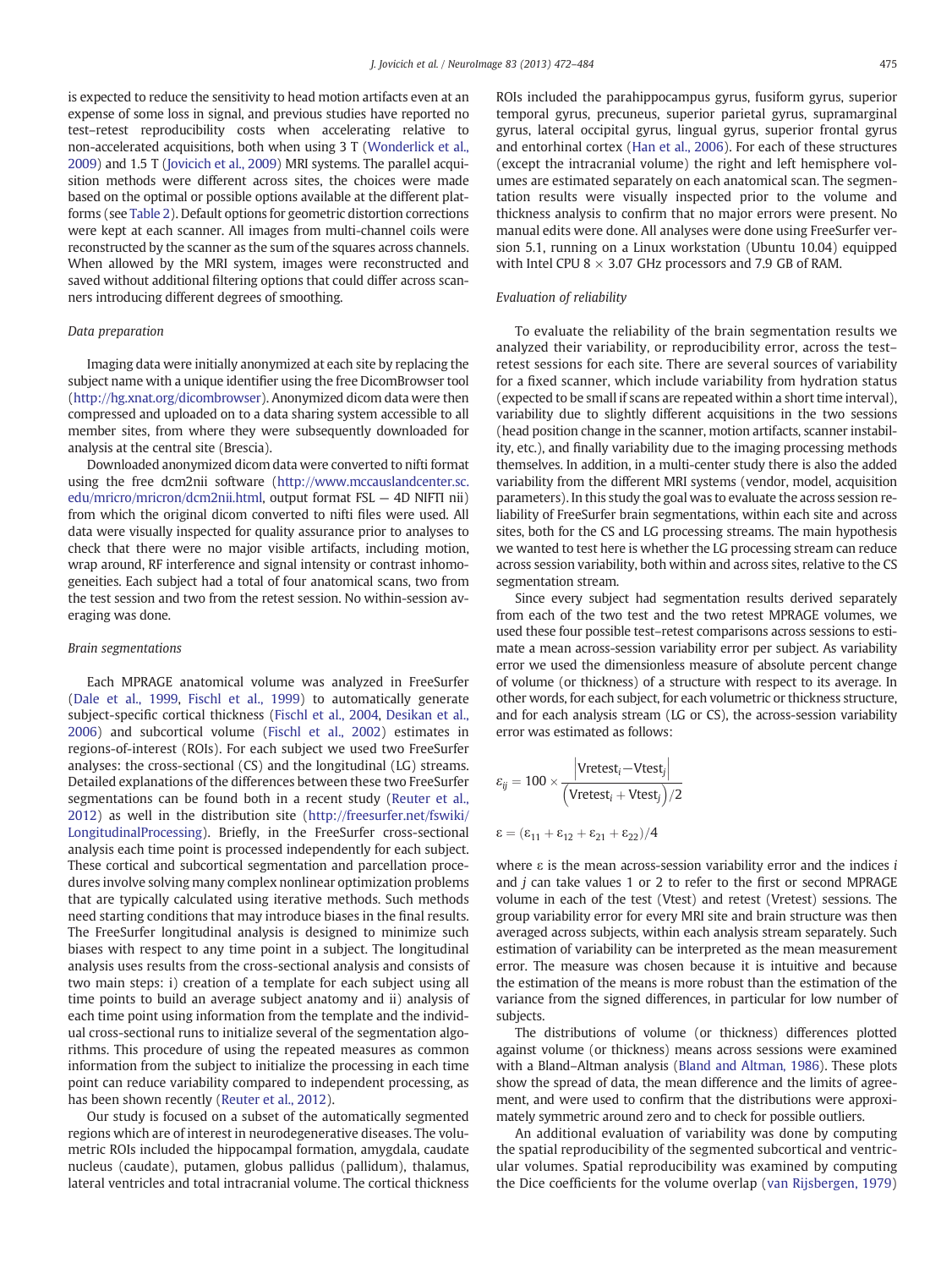is expected to reduce the sensitivity to head motion artifacts even at an expense of some loss in signal, and previous studies have reported no test–retest reproducibility costs when accelerating relative to non-accelerated acquisitions, both when using 3 T (Wonderlick et al., 2009) and 1.5 T (Jovicich et al., 2009) MRI systems. The parallel acquisition methods were different across sites, the choices were made based on the optimal or possible options available at the different platforms (see Table 2). Default options for geometric distortion corrections were kept at each scanner. All images from multi-channel coils were reconstructed by the scanner as the sum of the squares across channels. When allowed by the MRI system, images were reconstructed and saved without additional filtering options that could differ across scanners introducing different degrees of smoothing.

### Data preparation

Imaging data were initially anonymized at each site by replacing the subject name with a unique identifier using the free DicomBrowser tool (http://hg.xnat.org/dicombrowser). Anonymized dicom data were then compressed and uploaded on to a data sharing system accessible to all member sites, from where they were subsequently downloaded for analysis at the central site (Brescia).

Downloaded anonymized dicom data were converted to nifti format using the free dcm2nii software (http://www.mccauslandcenter.sc.edu/mricro/mricron/dcm2nii.html, output format FSL — 4D NIFTI nii) from which the original dicom converted to nifti files were used. All data were visually inspected for quality assurance prior to analyses to check that there were no major visible artifacts, including motion, wrap around, RF interference and signal intensity or contrast inhomogeneities. Each subject had a total of four anatomical scans, two from the test session and two from the retest session. No within-session averaging was done.

### Brain segmentations

Each MPRAGE anatomical volume was analyzed in FreeSurfer (Dale et al., 1999, Fischl et al., 1999) to automatically generate subject-specific cortical thickness (Fischl et al., 2004, Desikan et al., 2006) and subcortical volume (Fischl et al., 2002) estimates in regions-of-interest (ROIs). For each subject we used two FreeSurfer analyses: the cross-sectional (CS) and the longitudinal (LG) streams. Detailed explanations of the differences between these two FreeSurfer segmentations can be found both in a recent study (Reuter et al., 2012) as well in the distribution site (http://freesurfer.net/fswiki/LongitudinalProcessing). Briefly, in the FreeSurfer cross-sectional analysis each time point is processed independently for each subject. These cortical and subcortical segmentation and parcellation procedures involve solving many complex nonlinear optimization problems that are typically calculated using iterative methods. Such methods need starting conditions that may introduce biases in the final results. The FreeSurfer longitudinal analysis is designed to minimize such biases with respect to any time point in a subject. The longitudinal analysis uses results from the cross-sectional analysis and consists of two main steps: i) creation of a template for each subject using all time points to build an average subject anatomy and ii) analysis of each time point using information from the template and the individual cross-sectional runs to initialize several of the segmentation algorithms. This procedure of using the repeated measures as common information from the subject to initialize the processing in each time point can reduce variability compared to independent processing, as has been shown recently (Reuter et al., 2012).

Our study is focused on a subset of the automatically segmented regions which are of interest in neurodegenerative diseases. The volumetric ROIs included the hippocampal formation, amygdala, caudate nucleus (caudate), putamen, globus pallidus (pallidum), thalamus, lateral ventricles and total intracranial volume. The cortical thickness ROIs included the parahippocampus gyrus, fusiform gyrus, superior temporal gyrus, precuneus, superior parietal gyrus, supramarginal gyrus, lateral occipital gyrus, lingual gyrus, superior frontal gyrus and entorhinal cortex (Han et al., 2006). For each of these structures (except the intracranial volume) the right and left hemisphere volumes are estimated separately on each anatomical scan. The segmentation results were visually inspected prior to the volume and thickness analysis to confirm that no major errors were present. No manual edits were done. All analyses were done using FreeSurfer version 5.1, running on a Linux workstation (Ubuntu 10.04) equipped with Intel CPU 8 × 3.07 GHz processors and 7.9 GB of RAM.

### Evaluation of reliability

To evaluate the reliability of the brain segmentation results we analyzed their variability, or reproducibility error, across the test–retest sessions for each site. There are several sources of variability for a fixed scanner, which include variability from hydration status (expected to be small if scans are repeated within a short time interval), variability due to slightly different acquisitions in the two sessions (head position change in the scanner, motion artifacts, scanner instability, etc.), and finally variability due to the imaging processing methods themselves. In addition, in a multi-center study there is also the added variability from the different MRI systems (vendor, model, acquisition parameters). In this study the goal was to evaluate the across session reliability of FreeSurfer brain segmentations, within each site and across sites, both for the CS and LG processing streams. The main hypothesis we wanted to test here is whether the LG processing stream can reduce across session variability, both within and across sites, relative to the CS segmentation stream.

Since every subject had segmentation results derived separately from each of the two test and the two retest MPRAGE volumes, we used these four possible test–retest comparisons across sessions to estimate a mean across-session variability error per subject. As variability error we used the dimensionless measure of absolute percent change of volume (or thickness) of a structure with respect to its average. In other words, for each subject, for each volumetric or thickness structure, and for each analysis stream (LG or CS), the across-session variability error was estimated as follows:

$$\varepsilon_{ij} = 100 \times \frac{\left|\text{Vretest}_i - \text{Vtest}_j\right|}{\left(\text{Vretest}_i + \text{Vtest}_j\right)/2}$$

$$\varepsilon = (\varepsilon_{11} + \varepsilon_{12} + \varepsilon_{21} + \varepsilon_{22})/4$$

where $\varepsilon$ is the mean across-session variability error and the indices $i$ and $j$ can take values 1 or 2 to refer to the first or second MPRAGE volume in each of the test (Vtest) and retest (Vretest) sessions. The group variability error for every MRI site and brain structure was then averaged across subjects, within each analysis stream separately. Such estimation of variability can be interpreted as the mean measurement error. The measure was chosen because it is intuitive and because the estimation of the means is more robust than the estimation of the variance from the signed differences, in particular for low number of subjects.

The distributions of volume (or thickness) differences plotted against volume (or thickness) means across sessions were examined with a Bland–Altman analysis (Bland and Altman, 1986). These plots show the spread of data, the mean difference and the limits of agreement, and were used to confirm that the distributions were approximately symmetric around zero and to check for possible outliers.

An additional evaluation of variability was done by computing the spatial reproducibility of the segmented subcortical and ventricular volumes. Spatial reproducibility was examined by computing the Dice coefficients for the volume overlap (van Rijsbergen, 1979)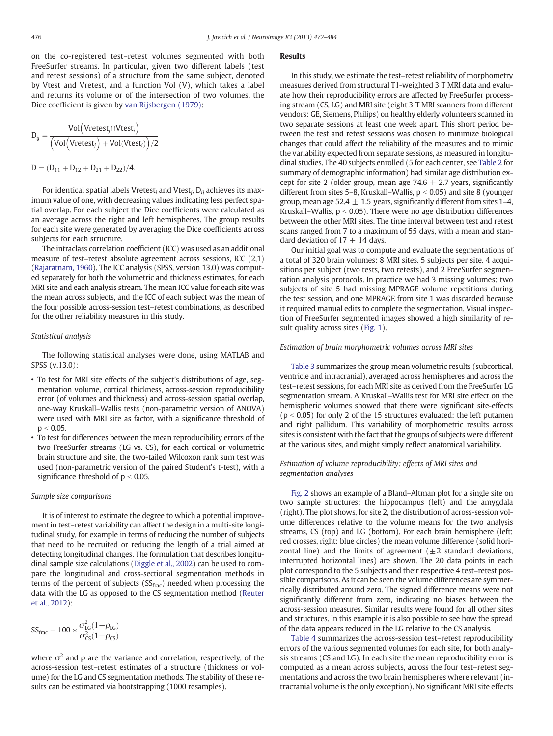on the co-registered test–retest volumes segmented with both FreeSurfer streams. In particular, given two different labels (test and retest sessions) of a structure from the same subject, denoted by Vtest and Vretest, and a function Vol (V), which takes a label and returns its volume or of the intersection of two volumes, the Dice coefficient is given by van Rijsbergen (1979):

$$D_{ij} = \frac{\mathrm{Vol}\left(\mathrm{Vretest}_j \cap \mathrm{Vtest}_i\right)}{\left(\mathrm{Vol}\left(\mathrm{Vretest}_j\right) + \mathrm{Vol}(\mathrm{Vtest}_i)\right)/2}$$

$$D = (D_{11} + D_{12} + D_{21} + D_{22})/4.$$

For identical spatial labels $\mathrm{Vretest}_i$ and $\mathrm{Vtest}_j$, $D_{ij}$ achieves its maximum value of one, with decreasing values indicating less perfect spatial overlap. For each subject the Dice coefficients were calculated as an average across the right and left hemispheres. The group results for each site were generated by averaging the Dice coefficients across subjects for each structure.

The intraclass correlation coefficient (ICC) was used as an additional measure of test–retest absolute agreement across sessions, ICC (2,1) (Rajaratnam, 1960). The ICC analysis (SPSS, version 13.0) was computed separately for both the volumetric and thickness estimates, for each MRI site and each analysis stream. The mean ICC value for each site was the mean across subjects, and the ICC of each subject was the mean of the four possible across-session test–retest combinations, as described for the other reliability measures in this study.

### *Statistical analysis*

The following statistical analyses were done, using MATLAB and SPSS (v.13.0):

- To test for MRI site effects of the subject's distributions of age, segmentation volume, cortical thickness, across-session reproducibility error (of volumes and thickness) and across-session spatial overlap, one-way Kruskal–Wallis tests (non-parametric version of ANOVA) were used with MRI site as factor, with a significance threshold of $p < 0.05$.
- To test for differences between the mean reproducibility errors of the two FreeSurfer streams (LG vs. CS), for each cortical or volumetric brain structure and site, the two-tailed Wilcoxon rank sum test was used (non-parametric version of the paired Student's t-test), with a significance threshold of $p < 0.05$.

### *Sample size comparisons*

It is of interest to estimate the degree to which a potential improvement in test–retest variability can affect the design in a multi-site longitudinal study, for example in terms of reducing the number of subjects that need to be recruited or reducing the length of a trial aimed at detecting longitudinal changes. The formulation that describes longitudinal sample size calculations (Diggle et al., 2002) can be used to compare the longitudinal and cross-sectional segmentation methods in terms of the percent of subjects ($SS_{frac}$) needed when processing the data with the LG as opposed to the CS segmentation method (Reuter et al., 2012):

$$SS_{frac} = 100 \times \frac{\sigma_{LG}^2 (1 - \rho_{LG})}{\sigma_{CS}^2 (1 - \rho_{CS})}$$

where $\sigma^2$ and $\rho$ are the variance and correlation, respectively, of the across-session test–retest estimates of a structure (thickness or volume) for the LG and CS segmentation methods. The stability of these results can be estimated via bootstrapping (1000 resamples).

## Results

In this study, we estimate the test–retest reliability of morphometry measures derived from structural T1-weighted 3 T MRI data and evaluate how their reproducibility errors are affected by FreeSurfer processing stream (CS, LG) and MRI site (eight 3 T MRI scanners from different vendors: GE, Siemens, Philips) on healthy elderly volunteers scanned in two separate sessions at least one week apart. This short period between the test and retest sessions was chosen to minimize biological changes that could affect the reliability of the measures and to mimic the variability expected from separate sessions, as measured in longitudinal studies. The 40 subjects enrolled (5 for each center, see Table 2 for summary of demographic information) had similar age distribution except for site 2 (older group, mean age 74.6 ± 2.7 years, significantly different from sites 5–8, Kruskall–Wallis, $p < 0.05$) and site 8 (younger group, mean age 52.4 ± 1.5 years, significantly different from sites 1–4, Kruskall–Wallis, $p < 0.05$). There were no age distribution differences between the other MRI sites. The time interval between test and retest scans ranged from 7 to a maximum of 55 days, with a mean and standard deviation of 17 ± 14 days.

Our initial goal was to compute and evaluate the segmentations of a total of 320 brain volumes: 8 MRI sites, 5 subjects per site, 4 acquisitions per subject (two tests, two retests), and 2 FreeSurfer segmentation analysis protocols. In practice we had 3 missing volumes: two subjects of site 5 had missing MPRAGE volume repetitions during the test session, and one MPRAGE from site 1 was discarded because it required manual edits to complete the segmentation. Visual inspection of FreeSurfer segmented images showed a high similarity of result quality across sites (Fig. 1).

### *Estimation of brain morphometric volumes across MRI sites*

Table 3 summarizes the group mean volumetric results (subcortical, ventricle and intracranial), averaged across hemispheres and across the test–retest sessions, for each MRI site as derived from the FreeSurfer LG segmentation stream. A Kruskal–Wallis test for MRI site effect on the hemispheric volumes showed that there were significant site-effects ($p < 0.05$) for only 2 of the 15 structures evaluated: the left putamen and right pallidum. This variability of morphometric results across sites is consistent with the fact that the groups of subjects were different at the various sites, and might simply reflect anatomical variability.

### *Estimation of volume reproducibility: effects of MRI sites and segmentation analyses*

Fig. 2 shows an example of a Bland–Altman plot for a single site on two sample structures: the hippocampus (left) and the amygdala (right). The plot shows, for site 2, the distribution of across-session volume differences relative to the volume means for the two analysis streams, CS (top) and LG (bottom). For each brain hemisphere (left: red crosses, right: blue circles) the mean volume difference (solid horizontal line) and the limits of agreement (±2 standard deviations, interrupted horizontal lines) are shown. The 20 data points in each plot correspond to the 5 subjects and their respective 4 test–retest possible comparisons. As it can be seen the volume differences are symmetrically distributed around zero. The signed difference means were not significantly different from zero, indicating no biases between the across-session measures. Similar results were found for all other sites and structures. In this example it is also possible to see how the spread of the data appears reduced in the LG relative to the CS analysis.

Table 4 summarizes the across-session test–retest reproducibility errors of the various segmented volumes for each site, for both analysis streams (CS and LG). In each site the mean reproducibility error is computed as a mean across subjects, across the four test–retest segmentations and across the two brain hemispheres where relevant (intracranial volume is the only exception). No significant MRI site effects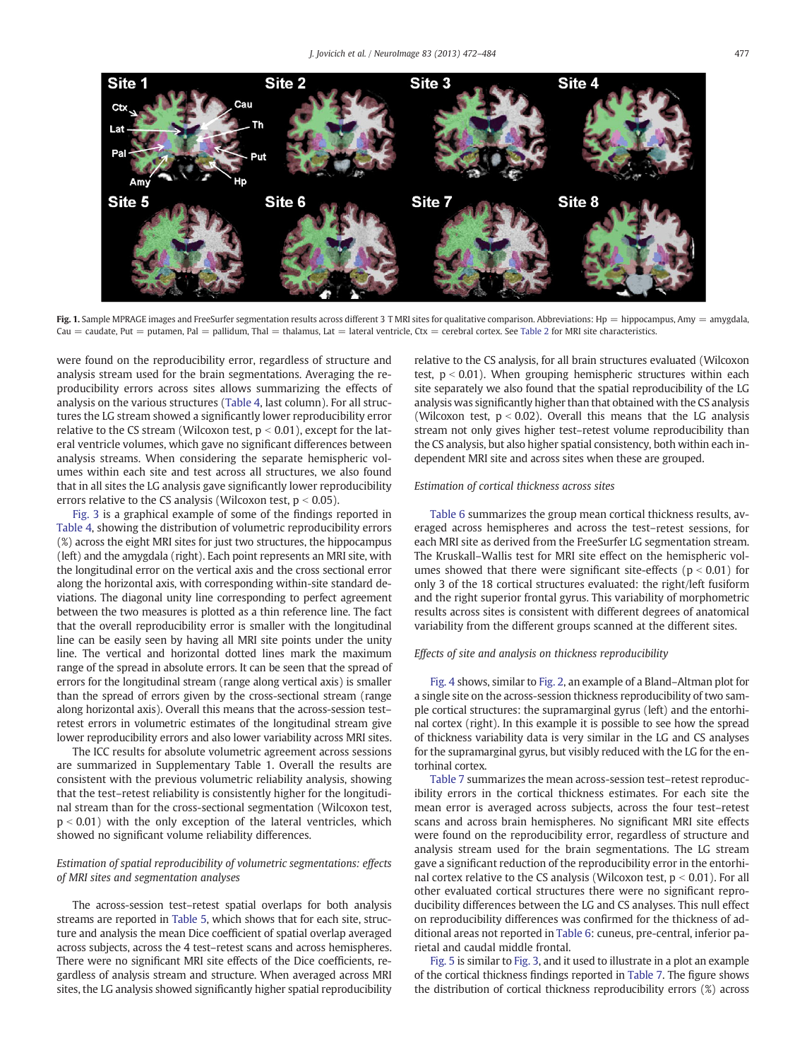Fig. 1. Sample MPRAGE images and FreeSurfer segmentation results across different 3 T MRI sites for qualitative comparison. Abbreviations: Hp = hippocampus, Amy = amygdala, Cau = caudate, Put = putamen, Pal = pallidum, Thal = thalamus, Lat = lateral ventricle, Ctx = cerebral cortex. See Table 2 for MRI site characteristics.

were found on the reproducibility error, regardless of structure and analysis stream used for the brain segmentations. Averaging the reproducibility errors across sites allows summarizing the effects of analysis on the various structures (Table 4, last column). For all structures the LG stream showed a significantly lower reproducibility error relative to the CS stream (Wilcoxon test, $p < 0.01$), except for the lateral ventricle volumes, which gave no significant differences between analysis streams. When considering the separate hemispheric volumes within each site and test across all structures, we also found that in all sites the LG analysis gave significantly lower reproducibility errors relative to the CS analysis (Wilcoxon test, $p < 0.05$).

Fig. 3 is a graphical example of some of the findings reported in Table 4, showing the distribution of volumetric reproducibility errors (%) across the eight MRI sites for just two structures, the hippocampus (left) and the amygdala (right). Each point represents an MRI site, with the longitudinal error on the vertical axis and the cross sectional error along the horizontal axis, with corresponding within-site standard deviations. The diagonal unity line corresponding to perfect agreement between the two measures is plotted as a thin reference line. The fact that the overall reproducibility error is smaller with the longitudinal line can be easily seen by having all MRI site points under the unity line. The vertical and horizontal dotted lines mark the maximum range of the spread in absolute errors. It can be seen that the spread of errors for the longitudinal stream (range along vertical axis) is smaller than the spread of errors given by the cross-sectional stream (range along horizontal axis). Overall this means that the across-session test–retest errors in volumetric estimates of the longitudinal stream give lower reproducibility errors and also lower variability across MRI sites.

The ICC results for absolute volumetric agreement across sessions are summarized in Supplementary Table 1. Overall the results are consistent with the previous volumetric reliability analysis, showing that the test–retest reliability is consistently higher for the longitudinal stream than for the cross-sectional segmentation (Wilcoxon test, $p < 0.01$) with the only exception of the lateral ventricles, which showed no significant volume reliability differences.

### *Estimation of spatial reproducibility of volumetric segmentations: effects of MRI sites and segmentation analyses*

The across-session test–retest spatial overlaps for both analysis streams are reported in Table 5, which shows that for each site, structure and analysis the mean Dice coefficient of spatial overlap averaged across subjects, across the 4 test–retest scans and across hemispheres. There were no significant MRI site effects of the Dice coefficients, regardless of analysis stream and structure. When averaged across MRI sites, the LG analysis showed significantly higher spatial reproducibility relative to the CS analysis, for all brain structures evaluated (Wilcoxon test, $p < 0.01$). When grouping hemispheric structures within each site separately we also found that the spatial reproducibility of the LG analysis was significantly higher than that obtained with the CS analysis (Wilcoxon test, $p < 0.02$). Overall this means that the LG analysis stream not only gives higher test–retest volume reproducibility than the CS analysis, but also higher spatial consistency, both within each independent MRI site and across sites when these are grouped.

### *Estimation of cortical thickness across sites*

Table 6 summarizes the group mean cortical thickness results, averaged across hemispheres and across the test–retest sessions, for each MRI site as derived from the FreeSurfer LG segmentation stream. The Kruskall–Wallis test for MRI site effect on the hemispheric volumes showed that there were significant site-effects ($p < 0.01$) for only 3 of the 18 cortical structures evaluated: the right/left fusiform and the right superior frontal gyrus. This variability of morphometric results across sites is consistent with different degrees of anatomical variability from the different groups scanned at the different sites.

### *Effects of site and analysis on thickness reproducibility*

Fig. 4 shows, similar to Fig. 2, an example of a Bland–Altman plot for a single site on the across-session thickness reproducibility of two sample cortical structures: the supramarginal gyrus (left) and the entorhinal cortex (right). In this example it is possible to see how the spread of thickness variability data is very similar in the LG and CS analyses for the supramarginal gyrus, but visibly reduced with the LG for the entorhinal cortex.

Table 7 summarizes the mean across-session test–retest reproducibility errors in the cortical thickness estimates. For each site the mean error is averaged across subjects, across the four test–retest scans and across brain hemispheres. No significant MRI site effects were found on the reproducibility error, regardless of structure and analysis stream used for the brain segmentations. The LG stream gave a significant reduction of the reproducibility error in the entorhinal cortex relative to the CS analysis (Wilcoxon test, $p < 0.01$). For all other evaluated cortical structures there were no significant reproducibility differences between the LG and CS analyses. This null effect on reproducibility differences was confirmed for the thickness of additional areas not reported in Table 6: cuneus, pre-central, inferior parietal and caudal middle frontal.

Fig. 5 is similar to Fig. 3, and it used to illustrate in a plot an example of the cortical thickness findings reported in Table 7. The figure shows the distribution of cortical thickness reproducibility errors (%) across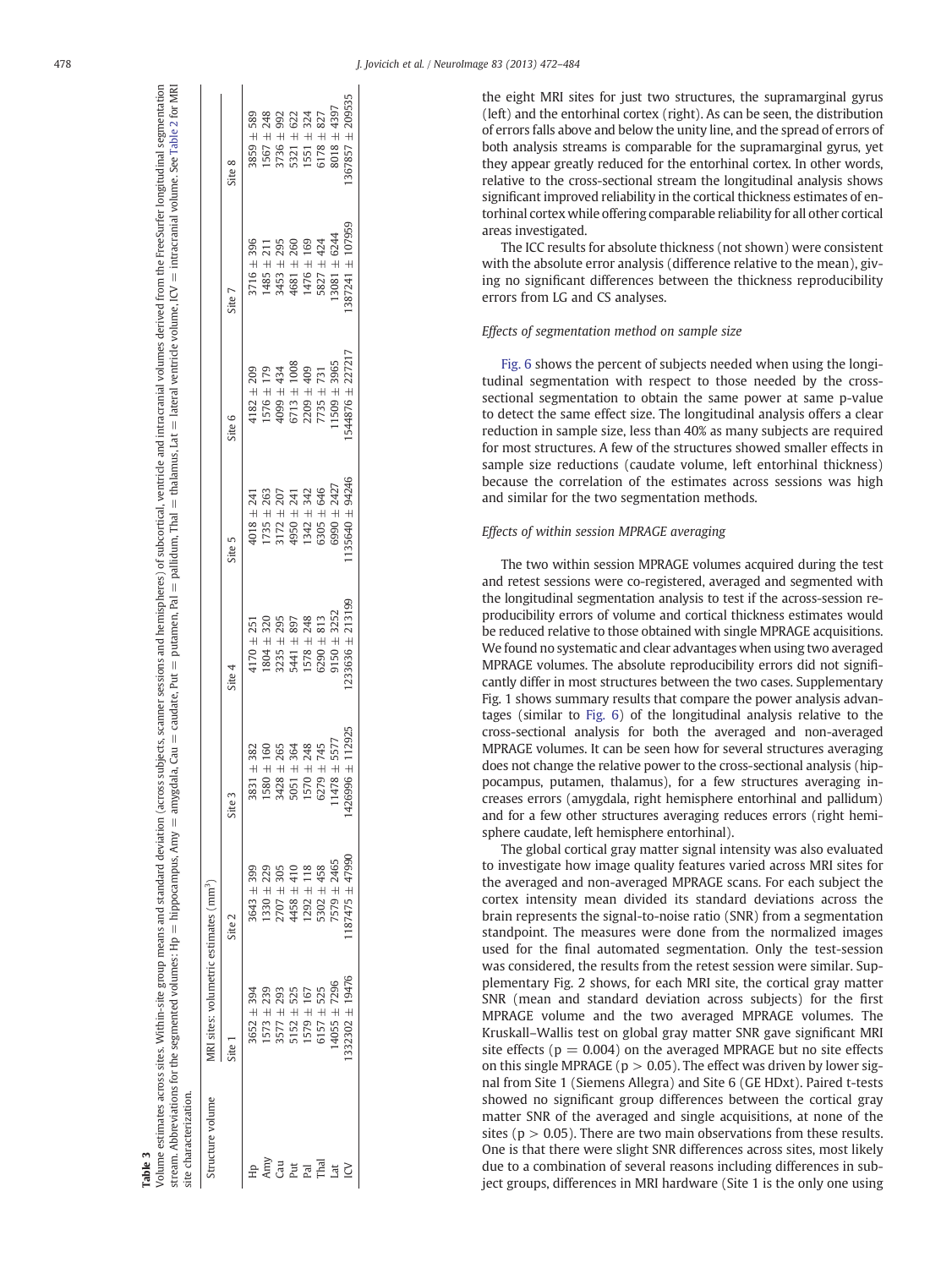**Table 3**

Volume estimates across sites. Within-site group means and standard deviation (across subjects, scanner sessions and hemispheres) of subcortical, ventricle and intracranial volumes derived from the FreeSurfer longitudinal segmentation stream. Abbreviations for the segmented volumes: Hp = hippocampus, Amy = amygdala, Cau = caudate, Put = putamen, Pal = pallidum, Thal = thalamus, Lat = lateral ventricle volume, ICV = intracranial volume. See Table 2 for MRI site characterization.

| Structure volume | MRI sites: volumetric estimates (mm$^3$) | | | | | | | |
|---|---|---|---|---|---|---|---|---|
| | Site 1 | Site 2 | Site 3 | Site 4 | Site 5 | Site 6 | Site 7 | Site 8 |
| Hp | 3652 ± 394 | 3643 ± 399 | 3831 ± 382 | 4170 ± 251 | 4018 ± 241 | 4182 ± 209 | 3716 ± 396 | 3859 ± 589 |
| Amy | 1573 ± 239 | 1330 ± 229 | 1580 ± 160 | 1804 ± 320 | 1735 ± 263 | 1576 ± 179 | 1485 ± 211 | 1567 ± 248 |
| Cau | 3577 ± 293 | 2707 ± 305 | 3428 ± 265 | 3235 ± 295 | 3172 ± 207 | 4099 ± 434 | 3453 ± 295 | 3736 ± 992 |
| Put | 5152 ± 525 | 4458 ± 410 | 5051 ± 364 | 5441 ± 897 | 4950 ± 241 | 6713 ± 1008 | 4681 ± 260 | 5321 ± 622 |
| Pal | 1579 ± 167 | 1292 ± 118 | 1570 ± 248 | 1578 ± 248 | 1342 ± 342 | 2209 ± 409 | 1476 ± 169 | 1551 ± 324 |
| Thal | 6157 ± 525 | 5302 ± 458 | 6279 ± 745 | 6290 ± 813 | 6305 ± 646 | 7735 ± 731 | 5827 ± 424 | 6178 ± 827 |
| Lat | 14055 ± 7296 | 7579 ± 2465 | 11478 ± 5577 | 9150 ± 3252 | 6990 ± 2427 | 11509 ± 3965 | 13081 ± 6244 | 8018 ± 4397 |
| ICV | 1332302 ± 19476 | 1187475 ± 47990 | 1426996 ± 112925 | 1233636 ± 213199 | 1135640 ± 94246 | 1544876 ± 227217 | 1387241 ± 107959 | 1367857 ± 209535 |

the eight MRI sites for just two structures, the supramarginal gyrus (left) and the entorhinal cortex (right). As can be seen, the distribution of errors falls above and below the unity line, and the spread of errors of both analysis streams is comparable for the supramarginal gyrus, yet they appear greatly reduced for the entorhinal cortex. In other words, relative to the cross-sectional stream the longitudinal analysis shows significant improved reliability in the cortical thickness estimates of entorhinal cortex while offering comparable reliability for all other cortical areas investigated.

The ICC results for absolute thickness (not shown) were consistent with the absolute error analysis (difference relative to the mean), giving no significant differences between the thickness reproducibility errors from LG and CS analyses.

### Effects of segmentation method on sample size

Fig. 6 shows the percent of subjects needed when using the longitudinal segmentation with respect to those needed by the cross-sectional segmentation to obtain the same power at same p-value to detect the same effect size. The longitudinal analysis offers a clear reduction in sample size, less than 40% as many subjects are required for most structures. A few of the structures showed smaller effects in sample size reductions (caudate volume, left entorhinal thickness) because the correlation of the estimates across sessions was high and similar for the two segmentation methods.

### Effects of within session MPRAGE averaging

The two within session MPRAGE volumes acquired during the test and retest sessions were co-registered, averaged and segmented with the longitudinal segmentation analysis to test if the across-session reproducibility errors of volume and cortical thickness estimates would be reduced relative to those obtained with single MPRAGE acquisitions. We found no systematic and clear advantages when using two averaged MPRAGE volumes. The absolute reproducibility errors did not significantly differ in most structures between the two cases. Supplementary Fig. 1 shows summary results that compare the power analysis advantages (similar to Fig. 6) of the longitudinal analysis relative to the cross-sectional analysis for both the averaged and non-averaged MPRAGE volumes. It can be seen how for several structures averaging does not change the relative power to the cross-sectional analysis (hippocampus, putamen, thalamus), for a few structures averaging increases errors (amygdala, right hemisphere entorhinal and pallidum) and for a few other structures averaging reduces errors (right hemisphere caudate, left hemisphere entorhinal).

The global cortical gray matter signal intensity was also evaluated to investigate how image quality features varied across MRI sites for the averaged and non-averaged MPRAGE scans. For each subject the cortex intensity mean divided its standard deviations across the brain represents the signal-to-noise ratio (SNR) from a segmentation standpoint. The measures were done from the normalized images used for the final automated segmentation. Only the test-session was considered, the results from the retest session were similar. Supplementary Fig. 2 shows, for each MRI site, the cortical gray matter SNR (mean and standard deviation across subjects) for the first MPRAGE volume and the two averaged MPRAGE volumes. The Kruskall–Wallis test on global gray matter SNR gave significant MRI site effects ($p = 0.004$) on the averaged MPRAGE but no site effects on this single MPRAGE ($p > 0.05$). The effect was driven by lower signal from Site 1 (Siemens Allegra) and Site 6 (GE HDxt). Paired t-tests showed no significant group differences between the cortical gray matter SNR of the averaged and single acquisitions, at none of the sites ($p > 0.05$). There are two main observations from these results. One is that there were slight SNR differences across sites, most likely due to a combination of several reasons including differences in subject groups, differences in MRI hardware (Site 1 is the only one using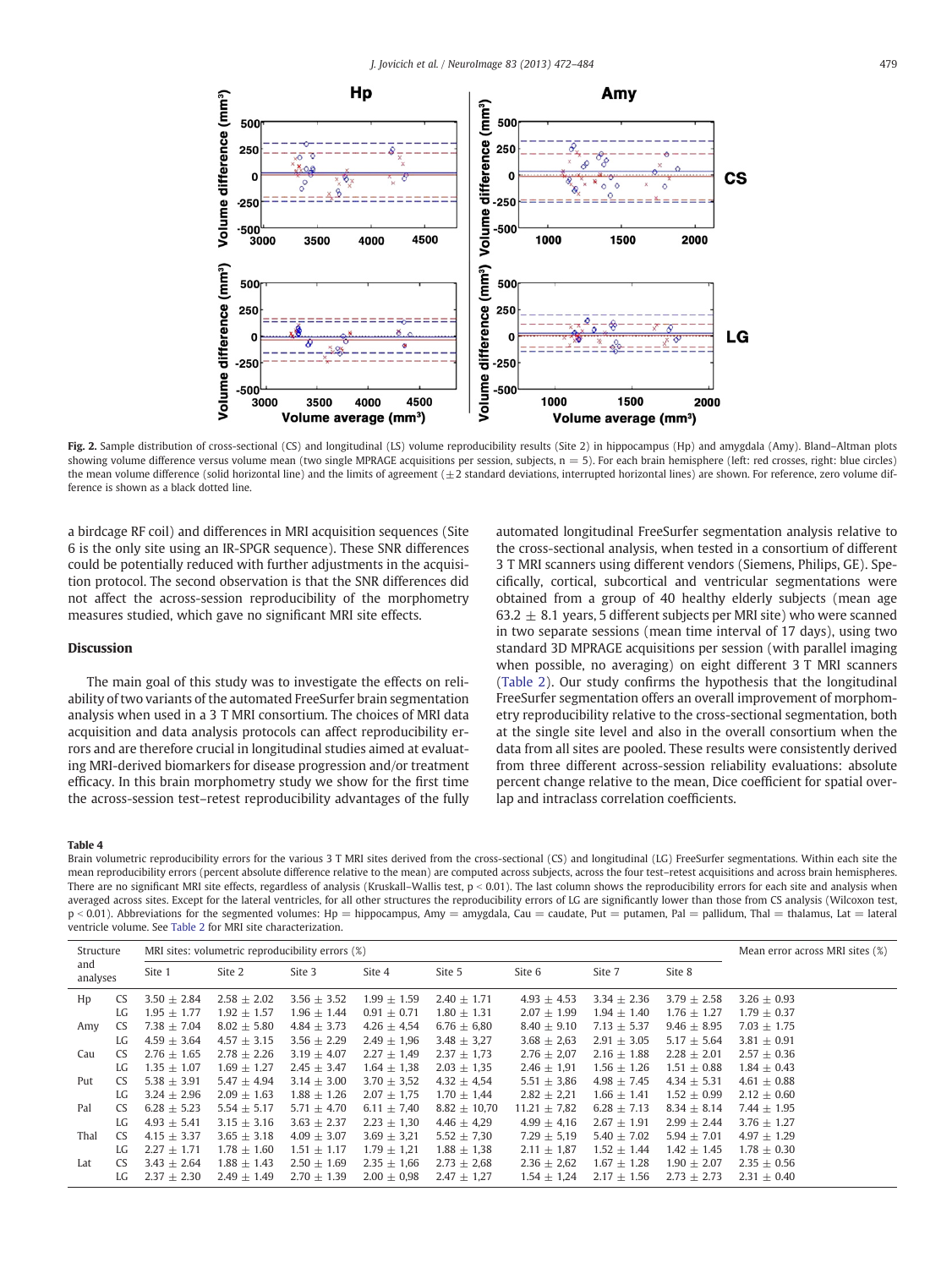Hp

Amy

Volume difference (mm³)

500
250
0
-250
-500

3000 3500 4000 4500

1000 1500 2000

CS

LG

Volume average (mm³)

Volume average (mm³)

**Fig. 2.** Sample distribution of cross-sectional (CS) and longitudinal (LS) volume reproducibility results (Site 2) in hippocampus (Hp) and amygdala (Amy). Bland–Altman plots showing volume difference versus volume mean (two single MPRAGE acquisitions per session, subjects, n = 5). For each brain hemisphere (left: red crosses, right: blue circles) the mean volume difference (solid horizontal line) and the limits of agreement (±2 standard deviations, interrupted horizontal lines) are shown. For reference, zero volume difference is shown as a black dotted line.

a birdcage RF coil) and differences in MRI acquisition sequences (Site 6 is the only site using an IR-SPGR sequence). These SNR differences could be potentially reduced with further adjustments in the acquisition protocol. The second observation is that the SNR differences did not affect the across-session reproducibility of the morphometry measures studied, which gave no significant MRI site effects.

## Discussion

The main goal of this study was to investigate the effects on reliability of two variants of the automated FreeSurfer brain segmentation analysis when used in a 3 T MRI consortium. The choices of MRI data acquisition and data analysis protocols can affect reproducibility errors and are therefore crucial in longitudinal studies aimed at evaluating MRI-derived biomarkers for disease progression and/or treatment efficacy. In this brain morphometry study we show for the first time the across-session test–retest reproducibility advantages of the fully automated longitudinal FreeSurfer segmentation analysis relative to the cross-sectional analysis, when tested in a consortium of different 3 T MRI scanners using different vendors (Siemens, Philips, GE). Specifically, cortical, subcortical and ventricular segmentations were obtained from a group of 40 healthy elderly subjects (mean age 63.2 ± 8.1 years, 5 different subjects per MRI site) who were scanned in two separate sessions (mean time interval of 17 days), using two standard 3D MPRAGE acquisitions per session (with parallel imaging when possible, no averaging) on eight different 3 T MRI scanners (Table 2). Our study confirms the hypothesis that the longitudinal FreeSurfer segmentation offers an overall improvement of morphometry reproducibility relative to the cross-sectional segmentation, both at the single site level and also in the overall consortium when the data from all sites are pooled. These results were consistently derived from three different across-session reliability evaluations: absolute percent change relative to the mean, Dice coefficient for spatial overlap and intraclass correlation coefficients.

**Table 4**
Brain volumetric reproducibility errors for the various 3 T MRI sites derived from the cross-sectional (CS) and longitudinal (LG) FreeSurfer segmentations. Within each site the mean reproducibility errors (percent absolute difference relative to the mean) are computed across subjects, across the four test–retest acquisitions and across brain hemispheres. There are no significant MRI site effects, regardless of analysis (Kruskall–Wallis test, p < 0.01). The last column shows the reproducibility errors for each site and analysis when averaged across sites. Except for the lateral ventricles, for all other structures the reproducibility errors of LG are significantly lower than those from CS analysis (Wilcoxon test, p < 0.01). Abbreviations for the segmented volumes: Hp = hippocampus, Amy = amygdala, Cau = caudate, Put = putamen, Pal = pallidum, Thal = thalamus, Lat = lateral ventricle volume. See Table 2 for MRI site characterization.

| Structure and analyses | | MRI sites: volumetric reproducibility errors (%) | | | | | | | | Mean error across MRI sites (%) |
|---|---|---|---|---|---|---|---|---|---|---|
| | | Site 1 | Site 2 | Site 3 | Site 4 | Site 5 | Site 6 | Site 7 | Site 8 | |
| Hp | CS | 3.50 ± 2.84 | 2.58 ± 2.02 | 3.56 ± 3.52 | 1.99 ± 1.59 | 2.40 ± 1.71 | 4.93 ± 4.53 | 3.34 ± 2.36 | 3.79 ± 2.58 | 3.26 ± 0.93 |
| | LG | 1.95 ± 1.77 | 1.92 ± 1.57 | 1.96 ± 1.44 | 0.91 ± 0.71 | 1.80 ± 1.31 | 2.07 ± 1.99 | 1.94 ± 1.40 | 1.76 ± 1.27 | 1.79 ± 0.37 |
| Amy | CS | 7.38 ± 7.04 | 8.02 ± 5.80 | 4.84 ± 3.73 | 4.26 ± 4,54 | 6.76 ± 6,80 | 8.40 ± 9.10 | 7.13 ± 5.37 | 9.46 ± 8.95 | 7.03 ± 1.75 |
| | LG | 4.59 ± 3.64 | 4.57 ± 3.15 | 3.56 ± 2.29 | 2.49 ± 1,96 | 3.48 ± 3,27 | 3.68 ± 2,63 | 2.91 ± 3.05 | 5.17 ± 5.64 | 3.81 ± 0.91 |
| Cau | CS | 2.76 ± 1.65 | 2.78 ± 2.26 | 3.19 ± 4.07 | 2.27 ± 1,49 | 2.37 ± 1,73 | 2.76 ± 2,07 | 2.16 ± 1.88 | 2.28 ± 2.01 | 2.57 ± 0.36 |
| | LG | 1.35 ± 1.07 | 1.69 ± 1.27 | 2.45 ± 3.47 | 1.64 ± 1,38 | 2.03 ± 1,35 | 2.46 ± 1,91 | 1.56 ± 1.26 | 1.51 ± 0.88 | 1.84 ± 0.43 |
| Put | CS | 5.38 ± 3.91 | 5.47 ± 4.94 | 3.14 ± 3.00 | 3.70 ± 3,52 | 4.32 ± 4,54 | 5.51 ± 3,86 | 4.98 ± 7.45 | 4.34 ± 5.31 | 4.61 ± 0.88 |
| | LG | 3.24 ± 2.96 | 2.09 ± 1.63 | 1.88 ± 1.26 | 2.07 ± 1,75 | 1.70 ± 1,44 | 2.82 ± 2,21 | 1.66 ± 1.41 | 1.52 ± 0.99 | 2.12 ± 0.60 |
| Pal | CS | 6.28 ± 5.23 | 5.54 ± 5.17 | 5.71 ± 4.70 | 6.11 ± 7,40 | 8.82 ± 10,70 | 11.21 ± 7,82 | 6.28 ± 7.13 | 8.34 ± 8.14 | 7.44 ± 1.95 |
| | LG | 4.93 ± 5.41 | 3.15 ± 3.16 | 3.63 ± 2.37 | 2.23 ± 1,30 | 4.46 ± 4,29 | 4.99 ± 4,16 | 2.67 ± 1.91 | 2.99 ± 2.44 | 3.76 ± 1.27 |
| Thal | CS | 4.15 ± 3.37 | 3.65 ± 3.18 | 4.09 ± 3.07 | 3.69 ± 3,21 | 5.52 ± 7,30 | 7.29 ± 5,19 | 5.40 ± 7.02 | 5.94 ± 7.01 | 4.97 ± 1.29 |
| | LG | 2.27 ± 1.71 | 1.78 ± 1.60 | 1.51 ± 1.17 | 1.79 ± 1,21 | 1.88 ± 1,38 | 2.11 ± 1,87 | 1.52 ± 1.44 | 1.42 ± 1.45 | 1.78 ± 0.30 |
| Lat | CS | 3.43 ± 2.64 | 1.88 ± 1.43 | 2.50 ± 1.69 | 2.35 ± 1,66 | 2.73 ± 2,68 | 2.36 ± 2,62 | 1.67 ± 1.28 | 1.90 ± 2.07 | 2.35 ± 0.56 |
| | LG | 2.37 ± 2.30 | 2.49 ± 1.49 | 2.70 ± 1.39 | 2.00 ± 0,98 | 2.47 ± 1,27 | 1.54 ± 1,24 | 2.17 ± 1.56 | 2.73 ± 2.73 | 2.31 ± 0.40 |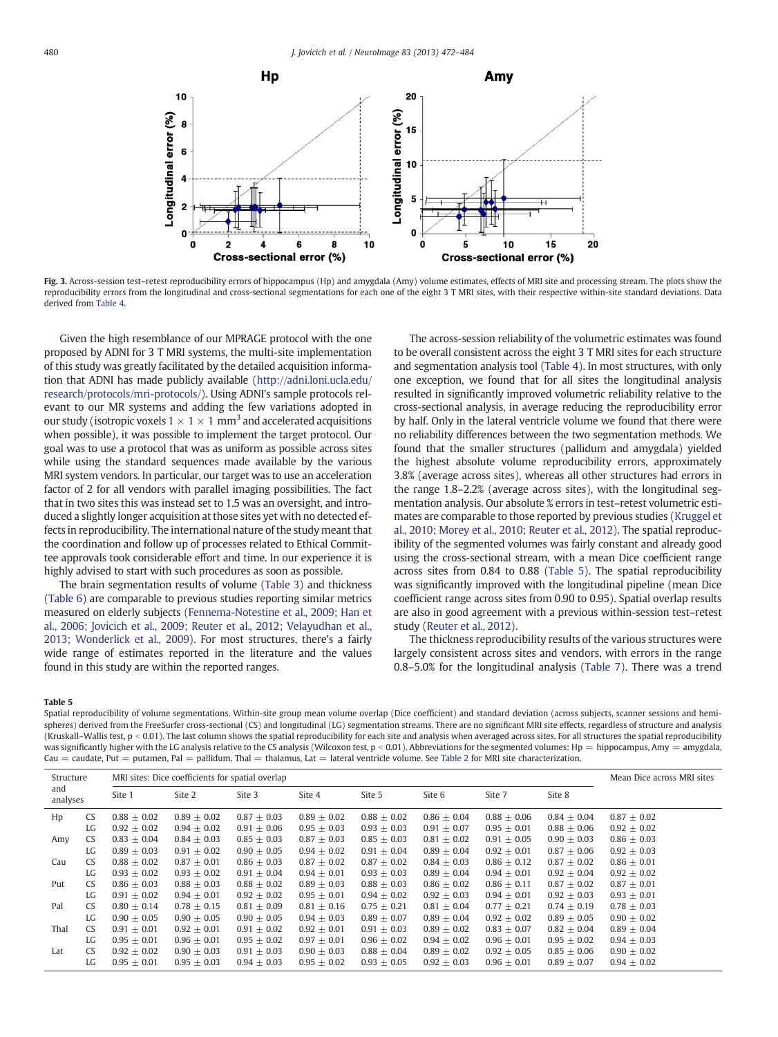Hp

Amy

Longitudinal error (%)

Cross-sectional error (%)

0 2 4 6 8 10

0 2 4 6 8 10

0 5 10 15 20

0 5 10 15 20

**Fig. 3.** Across-session test–retest reproducibility errors of hippocampus (Hp) and amygdala (Amy) volume estimates, effects of MRI site and processing stream. The plots show the reproducibility errors from the longitudinal and cross-sectional segmentations for each one of the eight 3 T MRI sites, with their respective within-site standard deviations. Data derived from Table 4.

Given the high resemblance of our MPRAGE protocol with the one proposed by ADNI for 3 T MRI systems, the multi-site implementation of this study was greatly facilitated by the detailed acquisition information that ADNI has made publicly available (http://adni.loni.ucla.edu/research/protocols/mri-protocols/). Using ADNI's sample protocols relevant to our MR systems and adding the few variations adopted in our study (isotropic voxels 1 × 1 × 1 mm$^3$ and accelerated acquisitions when possible), it was possible to implement the target protocol. Our goal was to use a protocol that was as uniform as possible across sites while using the standard sequences made available by the various MRI system vendors. In particular, our target was to use an acceleration factor of 2 for all vendors with parallel imaging possibilities. The fact that in two sites this was instead set to 1.5 was an oversight, and introduced a slightly longer acquisition at those sites yet with no detected effects in reproducibility. The international nature of the study meant that the coordination and follow up of processes related to Ethical Committee approvals took considerable effort and time. In our experience it is highly advised to start with such procedures as soon as possible.

The brain segmentation results of volume (Table 3) and thickness (Table 6) are comparable to previous studies reporting similar metrics measured on elderly subjects (Fennema-Notestine et al., 2009; Han et al., 2006; Jovicich et al., 2009; Reuter et al., 2012; Velayudhan et al., 2013; Wonderlick et al., 2009). For most structures, there's a fairly wide range of estimates reported in the literature and the values found in this study are within the reported ranges.

The across-session reliability of the volumetric estimates was found to be overall consistent across the eight 3 T MRI sites for each structure and segmentation analysis tool (Table 4). In most structures, with only one exception, we found that for all sites the longitudinal analysis resulted in significantly improved volumetric reliability relative to the cross-sectional analysis, in average reducing the reproducibility error by half. Only in the lateral ventricle volume we found that there were no reliability differences between the two segmentation methods. We found that the smaller structures (pallidum and amygdala) yielded the highest absolute volume reproducibility errors, approximately 3.8% (average across sites), whereas all other structures had errors in the range 1.8–2.2% (average across sites), with the longitudinal segmentation analysis. Our absolute % errors in test–retest volumetric estimates are comparable to those reported by previous studies (Kruggel et al., 2010; Morey et al., 2010; Reuter et al., 2012). The spatial reproducibility of the segmented volumes was fairly constant and already good using the cross-sectional stream, with a mean Dice coefficient range across sites from 0.84 to 0.88 (Table 5). The spatial reproducibility was significantly improved with the longitudinal pipeline (mean Dice coefficient range across sites from 0.90 to 0.95). Spatial overlap results are also in good agreement with a previous within-session test–retest study (Reuter et al., 2012).

The thickness reproducibility results of the various structures were largely consistent across sites and vendors, with errors in the range 0.8–5.0% for the longitudinal analysis (Table 7). There was a trend

**Table 5**

Spatial reproducibility of volume segmentations. Within-site group mean volume overlap (Dice coefficient) and standard deviation (across subjects, scanner sessions and hemispheres) derived from the FreeSurfer cross-sectional (CS) and longitudinal (LG) segmentation streams. There are no significant MRI site effects, regardless of structure and analysis (Kruskall–Wallis test, $p < 0.01$). The last column shows the spatial reproducibility for each site and analysis when averaged across sites. For all structures the spatial reproducibility was significantly higher with the LG analysis relative to the CS analysis (Wilcoxon test, $p < 0.01$). Abbreviations for the segmented volumes: Hp = hippocampus, Amy = amygdala, Cau = caudate, Put = putamen, Pal = pallidum, Thal = thalamus, Lat = lateral ventricle volume. See Table 2 for MRI site characterization.

| Structure and analyses | | MRI sites: Dice coefficients for spatial overlap | | | | | | | | Mean Dice across MRI sites |
|---|---|---|---|---|---|---|---|---|---|---|
| | | Site 1 | Site 2 | Site 3 | Site 4 | Site 5 | Site 6 | Site 7 | Site 8 | |
| Hp | CS | 0.88 ± 0.02 | 0.89 ± 0.02 | 0.87 ± 0.03 | 0.89 ± 0.02 | 0.88 ± 0.02 | 0.86 ± 0.04 | 0.88 ± 0.06 | 0.84 ± 0.04 | 0.87 ± 0.02 |
| | LG | 0.92 ± 0.02 | 0.94 ± 0.02 | 0.91 ± 0.06 | 0.95 ± 0.03 | 0.93 ± 0.03 | 0.91 ± 0.07 | 0.95 ± 0.01 | 0.88 ± 0.06 | 0.92 ± 0.02 |
| Amy | CS | 0.83 ± 0.04 | 0.84 ± 0.03 | 0.85 ± 0.03 | 0.87 ± 0.03 | 0.85 ± 0.03 | 0.81 ± 0.02 | 0.91 ± 0.05 | 0.90 ± 0.03 | 0.86 ± 0.03 |
| | LG | 0.89 ± 0.03 | 0.91 ± 0.02 | 0.90 ± 0.05 | 0.94 ± 0.02 | 0.91 ± 0.04 | 0.89 ± 0.04 | 0.92 ± 0.01 | 0.87 ± 0.06 | 0.92 ± 0.03 |
| Cau | CS | 0.88 ± 0.02 | 0.87 ± 0.01 | 0.86 ± 0.03 | 0.87 ± 0.02 | 0.87 ± 0.02 | 0.84 ± 0.03 | 0.86 ± 0.12 | 0.87 ± 0.02 | 0.86 ± 0.01 |
| | LG | 0.93 ± 0.02 | 0.93 ± 0.02 | 0.91 ± 0.04 | 0.94 ± 0.01 | 0.93 ± 0.03 | 0.89 ± 0.04 | 0.94 ± 0.01 | 0.92 ± 0.04 | 0.92 ± 0.02 |
| Put | CS | 0.86 ± 0.03 | 0.88 ± 0.03 | 0.88 ± 0.02 | 0.89 ± 0.03 | 0.88 ± 0.03 | 0.86 ± 0.02 | 0.86 ± 0.11 | 0.87 ± 0.02 | 0.87 ± 0.01 |
| | LG | 0.91 ± 0.02 | 0.94 ± 0.01 | 0.92 ± 0.02 | 0.95 ± 0.01 | 0.94 ± 0.02 | 0.92 ± 0.03 | 0.94 ± 0.01 | 0.92 ± 0.03 | 0.93 ± 0.01 |
| Pal | CS | 0.80 ± 0.14 | 0.78 ± 0.15 | 0.81 ± 0.09 | 0.81 ± 0.16 | 0.75 ± 0.21 | 0.81 ± 0.04 | 0.77 ± 0.21 | 0.74 ± 0.19 | 0.78 ± 0.03 |
| | LG | 0.90 ± 0.05 | 0.90 ± 0.05 | 0.90 ± 0.05 | 0.94 ± 0.03 | 0.89 ± 0.07 | 0.89 ± 0.04 | 0.92 ± 0.02 | 0.89 ± 0.05 | 0.90 ± 0.02 |
| Thal | CS | 0.91 ± 0.01 | 0.92 ± 0.01 | 0.91 ± 0.02 | 0.92 ± 0.01 | 0.91 ± 0.03 | 0.89 ± 0.02 | 0.83 ± 0.07 | 0.82 ± 0.04 | 0.89 ± 0.04 |
| | LG | 0.95 ± 0.01 | 0.96 ± 0.01 | 0.95 ± 0.02 | 0.97 ± 0.01 | 0.96 ± 0.02 | 0.94 ± 0.02 | 0.96 ± 0.01 | 0.95 ± 0.02 | 0.94 ± 0.03 |
| Lat | CS | 0.92 ± 0.02 | 0.90 ± 0.02 | 0.91 ± 0.03 | 0.90 ± 0.03 | 0.88 ± 0.04 | 0.89 ± 0.02 | 0.92 ± 0.05 | 0.85 ± 0.06 | 0.90 ± 0.02 |
| | LG | 0.95 ± 0.01 | 0.95 ± 0.03 | 0.94 ± 0.03 | 0.95 ± 0.02 | 0.93 ± 0.05 | 0.92 ± 0.03 | 0.96 ± 0.01 | 0.89 ± 0.07 | 0.94 ± 0.02 |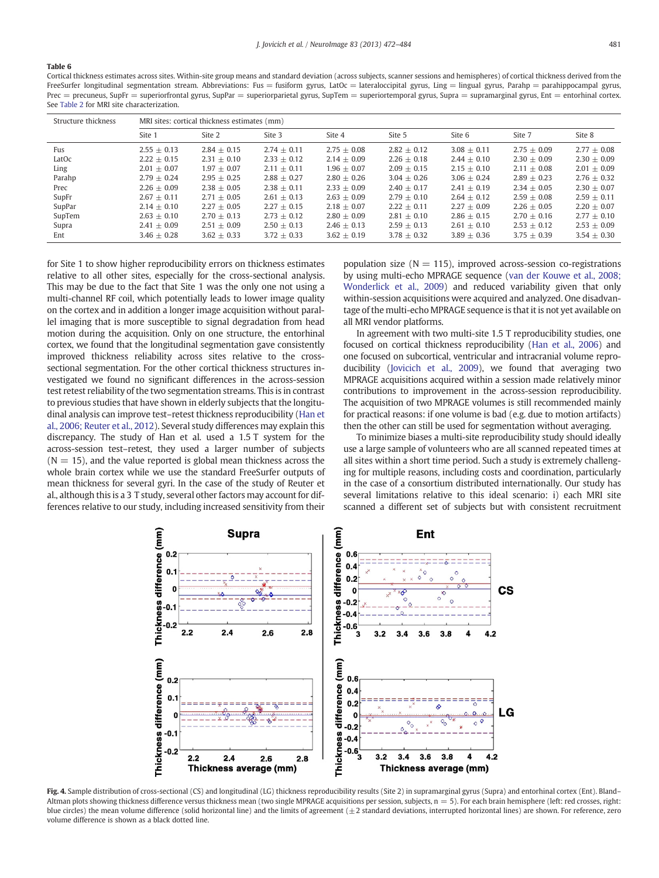**Table 6**
Cortical thickness estimates across sites. Within-site group means and standard deviation (across subjects, scanner sessions and hemispheres) of cortical thickness derived from the FreeSurfer longitudinal segmentation stream. Abbreviations: Fus = fusiform gyrus, LatOc = lateraloccipital gyrus, Ling = lingual gyrus, Parahp = parahippocampal gyrus, Prec = precuneus, SupFr = superiorfrontal gyrus, SupPar = superiorparietal gyrus, SupTem = superiortemporal gyrus, Supra = supramarginal gyrus, Ent = entorhinal cortex. See Table 2 for MRI site characterization.

| Structure thickness | MRI sites: cortical thickness estimates (mm) | | | | | | | |
|---|---|---|---|---|---|---|---|---|
| | Site 1 | Site 2 | Site 3 | Site 4 | Site 5 | Site 6 | Site 7 | Site 8 |
| Fus | 2.55 ± 0.13 | 2.84 ± 0.15 | 2.74 ± 0.11 | 2.75 ± 0.08 | 2.82 ± 0.12 | 3.08 ± 0.11 | 2.75 ± 0.09 | 2.77 ± 0.08 |
| LatOc | 2.22 ± 0.15 | 2.31 ± 0.10 | 2.33 ± 0.12 | 2.14 ± 0.09 | 2.26 ± 0.18 | 2.44 ± 0.10 | 2.30 ± 0.09 | 2.30 ± 0.09 |
| Ling | 2.01 ± 0.07 | 1.97 ± 0.07 | 2.11 ± 0.11 | 1.96 ± 0.07 | 2.09 ± 0.15 | 2.15 ± 0.10 | 2.11 ± 0.08 | 2.01 ± 0.09 |
| Parahp | 2.79 ± 0.24 | 2.95 ± 0.25 | 2.88 ± 0.27 | 2.80 ± 0.26 | 3.04 ± 0.26 | 3.06 ± 0.24 | 2.89 ± 0.23 | 2.76 ± 0.32 |
| Prec | 2.26 ± 0.09 | 2.38 ± 0.05 | 2.38 ± 0.11 | 2.33 ± 0.09 | 2.40 ± 0.17 | 2.41 ± 0.19 | 2.34 ± 0.05 | 2.30 ± 0.07 |
| SupFr | 2.67 ± 0.11 | 2.71 ± 0.05 | 2.61 ± 0.13 | 2.63 ± 0.09 | 2.79 ± 0.10 | 2.64 ± 0.12 | 2.59 ± 0.08 | 2.59 ± 0.11 |
| SupPar | 2.14 ± 0.10 | 2.27 ± 0.05 | 2.27 ± 0.15 | 2.18 ± 0.07 | 2.22 ± 0.11 | 2.27 ± 0.09 | 2.26 ± 0.05 | 2.20 ± 0.07 |
| SupTem | 2.63 ± 0.10 | 2.70 ± 0.13 | 2.73 ± 0.12 | 2.80 ± 0.09 | 2.81 ± 0.10 | 2.86 ± 0.15 | 2.70 ± 0.16 | 2.77 ± 0.10 |
| Supra | 2.41 ± 0.09 | 2.51 ± 0.09 | 2.50 ± 0.13 | 2.46 ± 0.13 | 2.59 ± 0.13 | 2.61 ± 0.10 | 2.53 ± 0.12 | 2.53 ± 0.09 |
| Ent | 3.46 ± 0.28 | 3.62 ± 0.33 | 3.72 ± 0.33 | 3.62 ± 0.19 | 3.78 ± 0.32 | 3.89 ± 0.36 | 3.75 ± 0.39 | 3.54 ± 0.30 |

for Site 1 to show higher reproducibility errors on thickness estimates relative to all other sites, especially for the cross-sectional analysis. This may be due to the fact that Site 1 was the only one not using a multi-channel RF coil, which potentially leads to lower image quality on the cortex and in addition a longer image acquisition without parallel imaging that is more susceptible to signal degradation from head motion during the acquisition. Only on one structure, the entorhinal cortex, we found that the longitudinal segmentation gave consistently improved thickness reliability across sites relative to the cross-sectional segmentation. For the other cortical thickness structures investigated we found no significant differences in the across-session test retest reliability of the two segmentation streams. This is in contrast to previous studies that have shown in elderly subjects that the longitudinal analysis can improve test–retest thickness reproducibility (Han et al., 2006; Reuter et al., 2012). Several study differences may explain this discrepancy. The study of Han et al. used a 1.5 T system for the across-session test–retest, they used a larger number of subjects (N = 15), and the value reported is global mean thickness across the whole brain cortex while we use the standard FreeSurfer outputs of mean thickness for several gyri. In the case of the study of Reuter et al., although this is a 3 T study, several other factors may account for differences relative to our study, including increased sensitivity from their population size (N = 115), improved across-session co-registrations by using multi-echo MPRAGE sequence (van der Kouwe et al., 2008; Wonderlick et al., 2009) and reduced variability given that only within-session acquisitions were acquired and analyzed. One disadvantage of the multi-echo MPRAGE sequence is that it is not yet available on all MRI vendor platforms.

In agreement with two multi-site 1.5 T reproducibility studies, one focused on cortical thickness reproducibility (Han et al., 2006) and one focused on subcortical, ventricular and intracranial volume reproducibility (Jovicich et al., 2009), we found that averaging two MPRAGE acquisitions acquired within a session made relatively minor contributions to improvement in the across-session reproducibility. The acquisition of two MPRAGE volumes is still recommended mainly for practical reasons: if one volume is bad (e.g. due to motion artifacts) then the other can still be used for segmentation without averaging.

To minimize biases a multi-site reproducibility study should ideally use a large sample of volunteers who are all scanned repeated times at all sites within a short time period. Such a study is extremely challenging for multiple reasons, including costs and coordination, particularly in the case of a consortium distributed internationally. Our study has several limitations relative to this ideal scenario: i) each MRI site scanned a different set of subjects but with consistent recruitment

Supra
Ent
CS
LG
Thickness difference (mm)
Thickness average (mm)
0.2
0.1
0
-0.1
-0.2
2.2
2.4
2.6
2.8
0.6
0.4
0.2
0
-0.2
-0.4
-0.6
3
3.2
3.4
3.6
3.8
4
4.2

**Fig. 4.** Sample distribution of cross-sectional (CS) and longitudinal (LG) thickness reproducibility results (Site 2) in supramarginal gyrus (Supra) and entorhinal cortex (Ent). Bland–Altman plots showing thickness difference versus thickness mean (two single MPRAGE acquisitions per session, subjects, n = 5). For each brain hemisphere (left: red crosses, right: blue circles) the mean volume difference (solid horizontal line) and the limits of agreement (±2 standard deviations, interrupted horizontal lines) are shown. For reference, zero volume difference is shown as a black dotted line.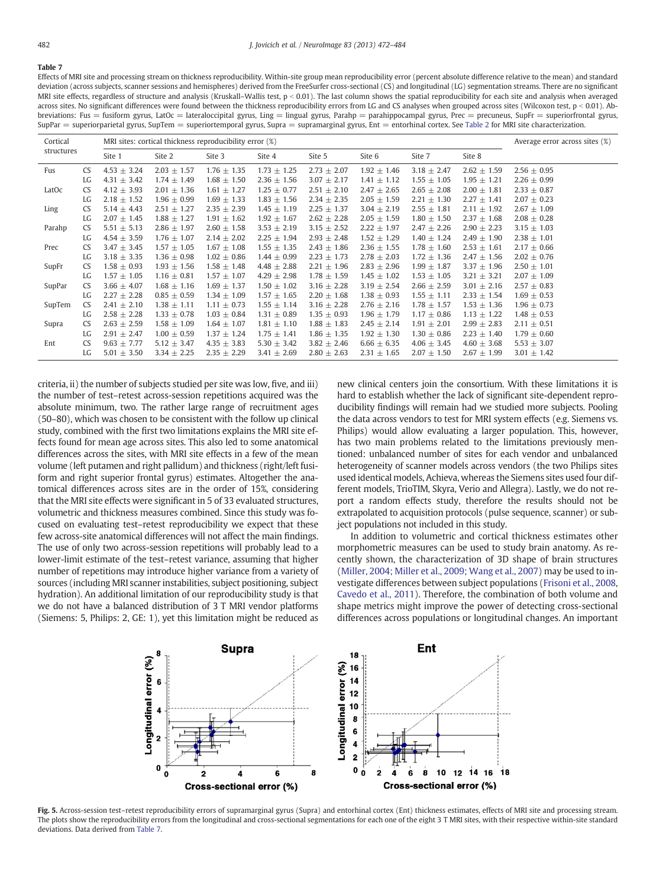**Table 7**

Effects of MRI site and processing stream on thickness reproducibility. Within-site group mean reproducibility error (percent absolute difference relative to the mean) and standard deviation (across subjects, scanner sessions and hemispheres) derived from the FreeSurfer cross-sectional (CS) and longitudinal (LG) segmentation streams. There are no significant MRI site effects, regardless of structure and analysis (Kruskall–Wallis test, $p < 0.01$). The last column shows the spatial reproducibility for each site and analysis when averaged across sites. No significant differences were found between the thickness reproducibility errors from LG and CS analyses when grouped across sites (Wilcoxon test, $p < 0.01$). Abbreviations: Fus = fusiform gyrus, LatOc = lateraloccipital gyrus, Ling = lingual gyrus, Parahp = parahippocampal gyrus, Prec = precuneus, SupFr = superiorfrontal gyrus, SupPar = superiorparietal gyrus, SupTem = superiortemporal gyrus, Supra = supramarginal gyrus, Ent = entorhinal cortex. See Table 2 for MRI site characterization.

| Cortical structures | | MRI sites: cortical thickness reproducibility error (%) | | | | | | | | Average error across sites (%) |
|---|---|---|---|---|---|---|---|---|---|---|
| | | Site 1 | Site 2 | Site 3 | Site 4 | Site 5 | Site 6 | Site 7 | Site 8 | |
| Fus | CS | 4.53 ± 3.24 | 2.03 ± 1.57 | 1.76 ± 1.35 | 1.73 ± 1.25 | 2.73 ± 2.07 | 1.92 ± 1.46 | 3.18 ± 2.47 | 2.62 ± 1.59 | 2.56 ± 0.95 |
| | LG | 4.31 ± 3.42 | 1.74 ± 1.49 | 1.68 ± 1.50 | 2.36 ± 1.56 | 3.07 ± 2.17 | 1.41 ± 1.12 | 1.55 ± 1.05 | 1.95 ± 1.21 | 2.26 ± 0.99 |
| LatOc | CS | 4.12 ± 3.93 | 2.01 ± 1.36 | 1.61 ± 1.27 | 1.25 ± 0.77 | 2.51 ± 2.10 | 2.47 ± 2.65 | 2.65 ± 2.08 | 2.00 ± 1.81 | 2.33 ± 0.87 |
| | LG | 2.18 ± 1.52 | 1.96 ± 0.99 | 1.69 ± 1.33 | 1.83 ± 1.56 | 2.34 ± 2.35 | 2.05 ± 1.59 | 2.21 ± 1.30 | 2.27 ± 1.41 | 2.07 ± 0.23 |
| Ling | CS | 5.14 ± 4.43 | 2.51 ± 1.27 | 2.35 ± 2.39 | 1.45 ± 1.19 | 2.25 ± 1.37 | 3.04 ± 2.19 | 2.55 ± 1.81 | 2.11 ± 1.92 | 2.67 ± 1.09 |
| | LG | 2.07 ± 1.45 | 1.88 ± 1.27 | 1.91 ± 1.62 | 1.92 ± 1.67 | 2.62 ± 2.28 | 2.05 ± 1.59 | 1.80 ± 1.50 | 2.37 ± 1.68 | 2.08 ± 0.28 |
| Parahp | CS | 5.51 ± 5.13 | 2.86 ± 1.97 | 2.60 ± 1.58 | 3.53 ± 2.19 | 3.15 ± 2.52 | 2.22 ± 1.97 | 2.47 ± 2.26 | 2.90 ± 2.23 | 3.15 ± 1.03 |
| | LG | 4.54 ± 3.59 | 1.76 ± 1.07 | 2.14 ± 2.02 | 2.25 ± 1.94 | 2.93 ± 2.48 | 1.52 ± 1.29 | 1.40 ± 1.24 | 2.49 ± 1.90 | 2.38 ± 1.01 |
| Prec | CS | 3.47 ± 3.45 | 1.57 ± 1.05 | 1.67 ± 1.08 | 1.55 ± 1.35 | 2.43 ± 1.86 | 2.36 ± 1.55 | 1.78 ± 1.60 | 2.53 ± 1.61 | 2.17 ± 0.66 |
| | LG | 3.18 ± 3.35 | 1.36 ± 0.98 | 1.02 ± 0.86 | 1.44 ± 0.99 | 2.23 ± 1.73 | 2.78 ± 2.03 | 1.72 ± 1.36 | 2.47 ± 1.56 | 2.02 ± 0.76 |
| SupFr | CS | 1.58 ± 0.93 | 1.93 ± 1.56 | 1.58 ± 1.48 | 4.48 ± 2.88 | 2.21 ± 1.96 | 2.83 ± 2.96 | 1.99 ± 1.87 | 3.37 ± 1.96 | 2.50 ± 1.01 |
| | LG | 1.57 ± 1.05 | 1.16 ± 0.81 | 1.57 ± 1.07 | 4.29 ± 2.98 | 1.78 ± 1.59 | 1.45 ± 1.02 | 1.53 ± 1.05 | 3.21 ± 3.21 | 2.07 ± 1.09 |
| SupPar | CS | 3.66 ± 4.07 | 1.68 ± 1.16 | 1.69 ± 1.37 | 1.50 ± 1.02 | 3.16 ± 2.28 | 3.19 ± 2.54 | 2.66 ± 2.59 | 3.01 ± 2.16 | 2.57 ± 0.83 |
| | LG | 2.27 ± 2.28 | 0.85 ± 0.59 | 1.34 ± 1.09 | 1.57 ± 1.65 | 2.20 ± 1.68 | 1.38 ± 0.93 | 1.55 ± 1.11 | 2.33 ± 1.54 | 1.69 ± 0.53 |
| SupTem | CS | 2.41 ± 2.10 | 1.38 ± 1.11 | 1.11 ± 0.73 | 1.55 ± 1.14 | 3.16 ± 2.28 | 2.76 ± 2.16 | 1.78 ± 1.57 | 1.53 ± 1.36 | 1.96 ± 0.73 |
| | LG | 2.58 ± 2.28 | 1.33 ± 0.78 | 1.03 ± 0.84 | 1.31 ± 0.89 | 1.35 ± 0.93 | 1.96 ± 1.79 | 1.17 ± 0.86 | 1.13 ± 1.22 | 1.48 ± 0.53 |
| Supra | CS | 2.63 ± 2.59 | 1.58 ± 1.09 | 1.64 ± 1.07 | 1.81 ± 1.10 | 1.88 ± 1.83 | 2.45 ± 2.14 | 1.91 ± 2.01 | 2.99 ± 2.83 | 2.11 ± 0.51 |
| | LG | 2.91 ± 2.47 | 1.00 ± 0.59 | 1.37 ± 1.24 | 1.75 ± 1.41 | 1.86 ± 1.35 | 1.92 ± 1.30 | 1.30 ± 0.86 | 2.23 ± 1.40 | 1.79 ± 0.60 |
| Ent | CS | 9.63 ± 7.77 | 5.12 ± 3.47 | 4.35 ± 3.83 | 5.30 ± 3.42 | 3.82 ± 2.46 | 6.66 ± 6.35 | 4.06 ± 3.45 | 4.60 ± 3.68 | 5.53 ± 3.07 |
| | LG | 5.01 ± 3.50 | 3.34 ± 2.25 | 2.35 ± 2.29 | 3.41 ± 2.69 | 2.80 ± 2.63 | 2.31 ± 1.65 | 2.07 ± 1.50 | 2.67 ± 1.99 | 3.01 ± 1.42 |

criteria, ii) the number of subjects studied per site was low, five, and iii) the number of test–retest across-session repetitions acquired was the absolute minimum, two. The rather large range of recruitment ages (50–80), which was chosen to be consistent with the follow up clinical study, combined with the first two limitations explains the MRI site effects found for mean age across sites. This also led to some anatomical differences across the sites, with MRI site effects in a few of the mean volume (left putamen and right pallidum) and thickness (right/left fusiform and right superior frontal gyrus) estimates. Altogether the anatomical differences across sites are in the order of 15%, considering that the MRI site effects were significant in 5 of 33 evaluated structures, volumetric and thickness measures combined. Since this study was focused on evaluating test–retest reproducibility we expect that these few across-site anatomical differences will not affect the main findings. The use of only two across-session repetitions will probably lead to a lower-limit estimate of the test–retest variance, assuming that higher number of repetitions may introduce higher variance from a variety of sources (including MRI scanner instabilities, subject positioning, subject hydration). An additional limitation of our reproducibility study is that we do not have a balanced distribution of 3 T MRI vendor platforms (Siemens: 5, Philips: 2, GE: 1), yet this limitation might be reduced as new clinical centers join the consortium. With these limitations it is hard to establish whether the lack of significant site-dependent reproducibility findings will remain had we studied more subjects. Pooling the data across vendors to test for MRI system effects (e.g. Siemens vs. Philips) would allow evaluating a larger population. This, however, has two main problems related to the limitations previously mentioned: unbalanced number of sites for each vendor and unbalanced heterogeneity of scanner models across vendors (the two Philips sites used identical models, Achieva, whereas the Siemens sites used four different models, TrioTIM, Skyra, Verio and Allegra). Lastly, we do not report a random effects study, therefore the results should not be extrapolated to acquisition protocols (pulse sequence, scanner) or subject populations not included in this study.

In addition to volumetric and cortical thickness estimates other morphometric measures can be used to study brain anatomy. As recently shown, the characterization of 3D shape of brain structures (Miller, 2004; Miller et al., 2009; Wang et al., 2007) may be used to investigate differences between subject populations (Frisoni et al., 2008, Cavedo et al., 2011). Therefore, the combination of both volume and shape metrics might improve the power of detecting cross-sectional differences across populations or longitudinal changes. An important

Supra
Longitudinal error (%)
Cross-sectional error (%)
0 2 4 6 8

Ent
Longitudinal error (%)
Cross-sectional error (%)
0 2 4 6 8 10 12 14 16 18

**Fig. 5.** Across-session test–retest reproducibility errors of supramarginal gyrus (Supra) and entorhinal cortex (Ent) thickness estimates, effects of MRI site and processing stream. The plots show the reproducibility errors from the longitudinal and cross-sectional segmentations for each one of the eight 3 T MRI sites, with their respective within-site standard deviations. Data derived from Table 7.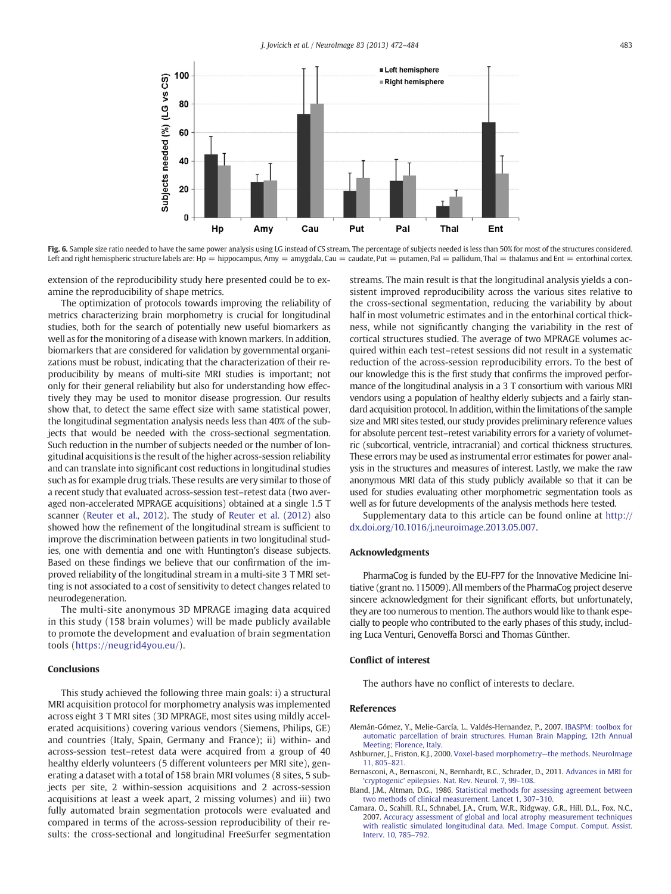Fig. 6. Sample size ratio needed to have the same power analysis using LG instead of CS stream. The percentage of subjects needed is less than 50% for most of the structures considered. Left and right hemispheric structure labels are: Hp = hippocampus, Amy = amygdala, Cau = caudate, Put = putamen, Pal = pallidum, Thal = thalamus and Ent = entorhinal cortex.

extension of the reproducibility study here presented could be to examine the reproducibility of shape metrics.

The optimization of protocols towards improving the reliability of metrics characterizing brain morphometry is crucial for longitudinal studies, both for the search of potentially new useful biomarkers as well as for the monitoring of a disease with known markers. In addition, biomarkers that are considered for validation by governmental organizations must be robust, indicating that the characterization of their reproducibility by means of multi-site MRI studies is important; not only for their general reliability but also for understanding how effectively they may be used to monitor disease progression. Our results show that, to detect the same effect size with same statistical power, the longitudinal segmentation analysis needs less than 40% of the subjects that would be needed with the cross-sectional segmentation. Such reduction in the number of subjects needed or the number of longitudinal acquisitions is the result of the higher across-session reliability and can translate into significant cost reductions in longitudinal studies such as for example drug trials. These results are very similar to those of a recent study that evaluated across-session test–retest data (two averaged non-accelerated MPRAGE acquisitions) obtained at a single 1.5 T scanner (Reuter et al., 2012). The study of Reuter et al. (2012) also showed how the refinement of the longitudinal stream is sufficient to improve the discrimination between patients in two longitudinal studies, one with dementia and one with Huntington's disease subjects. Based on these findings we believe that our confirmation of the improved reliability of the longitudinal stream in a multi-site 3 T MRI setting is not associated to a cost of sensitivity to detect changes related to neurodegeneration.

The multi-site anonymous 3D MPRAGE imaging data acquired in this study (158 brain volumes) will be made publicly available to promote the development and evaluation of brain segmentation tools (https://neugrid4you.eu/).

## Conclusions

This study achieved the following three main goals: i) a structural MRI acquisition protocol for morphometry analysis was implemented across eight 3 T MRI sites (3D MPRAGE, most sites using mildly accelerated acquisitions) covering various vendors (Siemens, Philips, GE) and countries (Italy, Spain, Germany and France); ii) within- and across-session test–retest data were acquired from a group of 40 healthy elderly volunteers (5 different volunteers per MRI site), generating a dataset with a total of 158 brain MRI volumes (8 sites, 5 subjects per site, 2 within-session acquisitions and 2 across-session acquisitions at least a week apart, 2 missing volumes) and iii) two fully automated brain segmentation protocols were evaluated and compared in terms of the across-session reproducibility of their results: the cross-sectional and longitudinal FreeSurfer segmentation streams. The main result is that the longitudinal analysis yields a consistent improved reproducibility across the various sites relative to the cross-sectional segmentation, reducing the variability by about half in most volumetric estimates and in the entorhinal cortical thickness, while not significantly changing the variability in the rest of cortical structures studied. The average of two MPRAGE volumes acquired within each test–retest sessions did not result in a systematic reduction of the across-session reproducibility errors. To the best of our knowledge this is the first study that confirms the improved performance of the longitudinal analysis in a 3 T consortium with various MRI vendors using a population of healthy elderly subjects and a fairly standard acquisition protocol. In addition, within the limitations of the sample size and MRI sites tested, our study provides preliminary reference values for absolute percent test–retest variability errors for a variety of volumetric (subcortical, ventricle, intracranial) and cortical thickness structures. These errors may be used as instrumental error estimates for power analysis in the structures and measures of interest. Lastly, we make the raw anonymous MRI data of this study publicly available so that it can be used for studies evaluating other morphometric segmentation tools as well as for future developments of the analysis methods here tested.

Supplementary data to this article can be found online at http://dx.doi.org/10.1016/j.neuroimage.2013.05.007.

## Acknowledgments

PharmaCog is funded by the EU-FP7 for the Innovative Medicine Initiative (grant no. 115009). All members of the PharmaCog project deserve sincere acknowledgment for their significant efforts, but unfortunately, they are too numerous to mention. The authors would like to thank especially to people who contributed to the early phases of this study, including Luca Venturi, Genoveffa Borsci and Thomas Günther.

## Conflict of interest

The authors have no conflict of interests to declare.

## References

Alemán-Gómez, Y., Melie-García, L., Valdés-Hernandez, P., 2007. IBASPM: toolbox for automatic parcellation of brain structures. Human Brain Mapping, 12th Annual Meeting; Florence, Italy.

Ashburner, J., Friston, K.J., 2000. Voxel-based morphometry—the methods. NeuroImage 11, 805–821.

Bernasconi, A., Bernasconi, N., Bernhardt, B.C., Schrader, D., 2011. Advances in MRI for 'cryptogenic' epilepsies. Nat. Rev. Neurol. 7, 99–108.

Bland, J.M., Altman, D.G., 1986. Statistical methods for assessing agreement between two methods of clinical measurement. Lancet 1, 307–310.

Camara, O., Scahill, R.I., Schnabel, J.A., Crum, W.R., Ridgway, G.R., Hill, D.L., Fox, N.C., 2007. Accuracy assessment of global and local atrophy measurement techniques with realistic simulated longitudinal data. Med. Image Comput. Comput. Assist. Interv. 10, 785–792.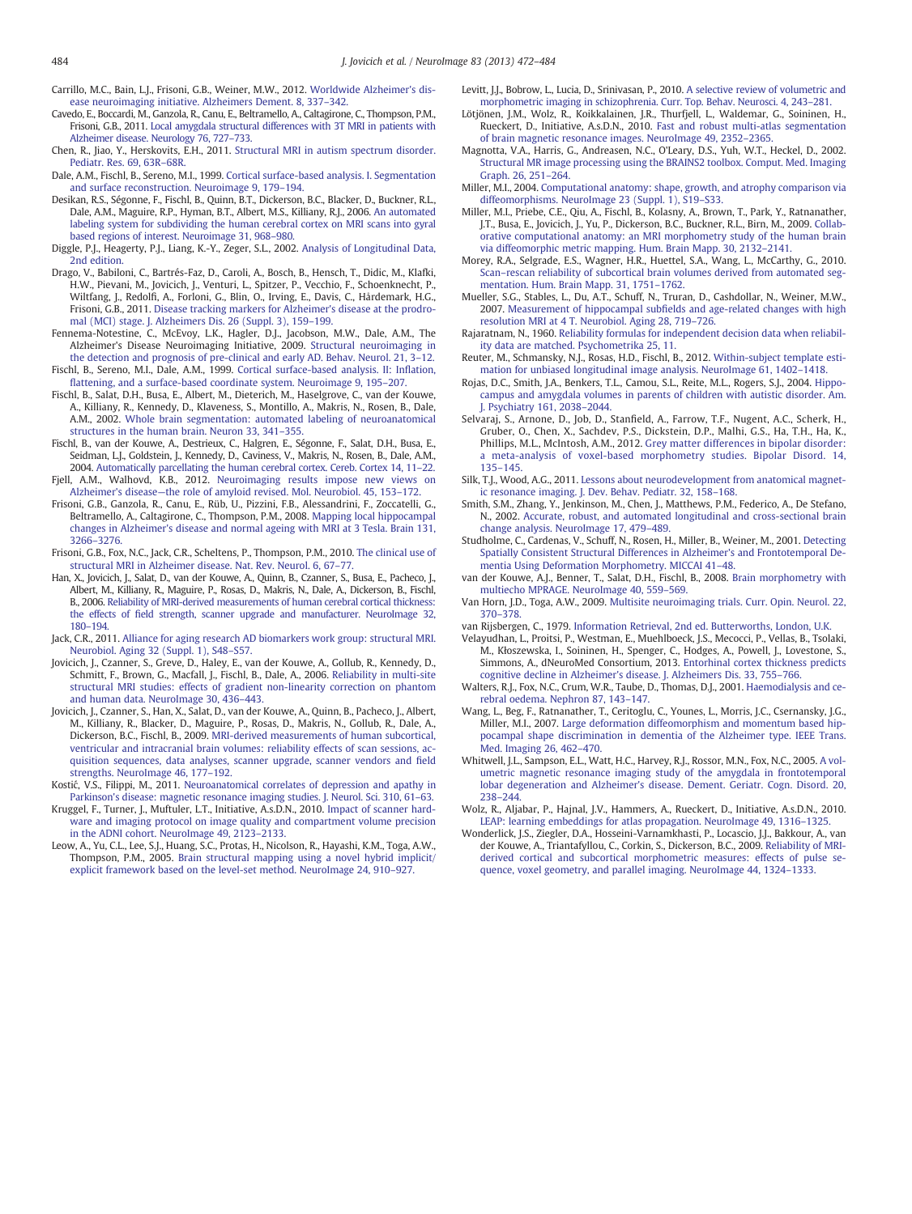Carrillo, M.C., Bain, L.J., Frisoni, G.B., Weiner, M.W., 2012. Worldwide Alzheimer's disease neuroimaging initiative. Alzheimers Dement. 8, 337–342.

Cavedo, E., Boccardi, M., Ganzola, R., Canu, E., Beltramello, A., Caltagirone, C., Thompson, P.M., Frisoni, G.B., 2011. Local amygdala structural differences with 3T MRI in patients with Alzheimer disease. Neurology 76, 727–733.

Chen, R., Jiao, Y., Herskovits, E.H., 2011. Structural MRI in autism spectrum disorder. Pediatr. Res. 69, 63R–68R.

Dale, A.M., Fischl, B., Sereno, M.I., 1999. Cortical surface-based analysis. I. Segmentation and surface reconstruction. Neuroimage 9, 179–194.

Desikan, R.S., Ségonne, F., Fischl, B., Quinn, B.T., Dickerson, B.C., Blacker, D., Buckner, R.L., Dale, A.M., Maguire, R.P., Hyman, B.T., Albert, M.S., Killiany, R.J., 2006. An automated labeling system for subdividing the human cerebral cortex on MRI scans into gyral based regions of interest. Neuroimage 31, 968–980.

Diggle, P.J., Heagerty, P.J., Liang, K.-Y., Zeger, S.L., 2002. Analysis of Longitudinal Data, 2nd edition.

Drago, V., Babiloni, C., Bartrés-Faz, D., Caroli, A., Bosch, B., Hensch, T., Didic, M., Klafki, H.W., Pievani, M., Jovicich, J., Venturi, L., Spitzer, P., Vecchio, F., Schoenknecht, P., Wiltfang, J., Redolfi, A., Forloni, G., Blin, O., Irving, E., Davis, C., Hårdemark, H.G., Frisoni, G.B., 2011. Disease tracking markers for Alzheimer's disease at the prodromal (MCI) stage. J. Alzheimers Dis. 26 (Suppl. 3), 159–199.

Fennema-Notestine, C., McEvoy, L.K., Hagler, D.J., Jacobson, M.W., Dale, A.M., The Alzheimer's Disease Neuroimaging Initiative, 2009. Structural neuroimaging in the detection and prognosis of pre-clinical and early AD. Behav. Neurol. 21, 3–12.

Fischl, B., Sereno, M.I., Dale, A.M., 1999. Cortical surface-based analysis. II: Inflation, flattening, and a surface-based coordinate system. Neuroimage 9, 195–207.

Fischl, B., Salat, D.H., Busa, E., Albert, M., Dieterich, M., Haselgrove, C., van der Kouwe, A., Killiany, R., Kennedy, D., Klaveness, S., Montillo, A., Makris, N., Rosen, B., Dale, A.M., 2002. Whole brain segmentation: automated labeling of neuroanatomical structures in the human brain. Neuron 33, 341–355.

Fischl, B., van der Kouwe, A., Destrieux, C., Halgren, E., Ségonne, F., Salat, D.H., Busa, E., Seidman, L.J., Goldstein, J., Kennedy, D., Caviness, V., Makris, N., Rosen, B., Dale, A.M., 2004. Automatically parcellating the human cerebral cortex. Cereb. Cortex 14, 11–22.

Fjell, A.M., Walhovd, K.B., 2012. Neuroimaging results impose new views on Alzheimer's disease—the role of amyloid revised. Mol. Neurobiol. 45, 153–172.

Frisoni, G.B., Ganzola, R., Canu, E., Rüb, U., Pizzini, F.B., Alessandrini, F., Zoccatelli, G., Beltramello, A., Caltagirone, C., Thompson, P.M., 2008. Mapping local hippocampal changes in Alzheimer's disease and normal ageing with MRI at 3 Tesla. Brain 131, 3266–3276.

Frisoni, G.B., Fox, N.C., Jack, C.R., Scheltens, P., Thompson, P.M., 2010. The clinical use of structural MRI in Alzheimer disease. Nat. Rev. Neurol. 6, 67–77.

Han, X., Jovicich, J., Salat, D., van der Kouwe, A., Quinn, B., Czanner, S., Busa, E., Pacheco, J., Albert, M., Killiany, R., Maguire, P., Rosas, D., Makris, N., Dale, A., Dickerson, B., Fischl, B., 2006. Reliability of MRI-derived measurements of human cerebral cortical thickness: the effects of field strength, scanner upgrade and manufacturer. NeuroImage 32, 180–194.

Jack, C.R., 2011. Alliance for aging research AD biomarkers work group: structural MRI. Neurobiol. Aging 32 (Suppl. 1), S48–S57.

Jovicich, J., Czanner, S., Greve, D., Haley, E., van der Kouwe, A., Gollub, R., Kennedy, D., Schmitt, F., Brown, G., Macfall, J., Fischl, B., Dale, A., 2006. Reliability in multi-site structural MRI studies: effects of gradient non-linearity correction on phantom and human data. NeuroImage 30, 436–443.

Jovicich, J., Czanner, S., Han, X., Salat, D., van der Kouwe, A., Quinn, B., Pacheco, J., Albert, M., Killiany, R., Blacker, D., Maguire, P., Rosas, D., Makris, N., Gollub, R., Dale, A., Dickerson, B.C., Fischl, B., 2009. MRI-derived measurements of human subcortical, ventricular and intracranial brain volumes: reliability effects of scan sessions, acquisition sequences, data analyses, scanner upgrade, scanner vendors and field strengths. NeuroImage 46, 177–192.

Kostić, V.S., Filippi, M., 2011. Neuroanatomical correlates of depression and apathy in Parkinson's disease: magnetic resonance imaging studies. J. Neurol. Sci. 310, 61–63.

Kruggel, F., Turner, J., Muftuler, L.T., Initiative, A.s.D.N., 2010. Impact of scanner hardware and imaging protocol on image quality and compartment volume precision in the ADNI cohort. NeuroImage 49, 2123–2133.

Leow, A., Yu, C.L., Lee, S.J., Huang, S.C., Protas, H., Nicolson, R., Hayashi, K.M., Toga, A.W., Thompson, P.M., 2005. Brain structural mapping using a novel hybrid implicit/explicit framework based on the level-set method. NeuroImage 24, 910–927.

Levitt, J.J., Bobrow, L., Lucia, D., Srinivasan, P., 2010. A selective review of volumetric and morphometric imaging in schizophrenia. Curr. Top. Behav. Neurosci. 4, 243–281.

Lötjönen, J.M., Wolz, R., Koikkalainen, J.R., Thurfjell, L., Waldemar, G., Soininen, H., Rueckert, D., Initiative, A.s.D.N., 2010. Fast and robust multi-atlas segmentation of brain magnetic resonance images. NeuroImage 49, 2352–2365.

Magnotta, V.A., Harris, G., Andreasen, N.C., O'Leary, D.S., Yuh, W.T., Heckel, D., 2002. Structural MR image processing using the BRAINS2 toolbox. Comput. Med. Imaging Graph. 26, 251–264.

Miller, M.I., 2004. Computational anatomy: shape, growth, and atrophy comparison via diffeomorphisms. NeuroImage 23 (Suppl. 1), S19–S33.

Miller, M.I., Priebe, C.E., Qiu, A., Fischl, B., Kolasny, A., Brown, T., Park, Y., Ratnanather, J.T., Busa, E., Jovicich, J., Yu, P., Dickerson, B.C., Buckner, R.L., Birn, M., 2009. Collaborative computational anatomy: an MRI morphometry study of the human brain via diffeomorphic metric mapping. Hum. Brain Mapp. 30, 2132–2141.

Morey, R.A., Selgrade, E.S., Wagner, H.R., Huettel, S.A., Wang, L., McCarthy, G., 2010. Scan–rescan reliability of subcortical brain volumes derived from automated segmentation. Hum. Brain Mapp. 31, 1751–1762.

Mueller, S.G., Stables, L., Du, A.T., Schuff, N., Truran, D., Cashdollar, N., Weiner, M.W., 2007. Measurement of hippocampal subfields and age-related changes with high resolution MRI at 4 T. Neurobiol. Aging 28, 719–726.

Rajaratnam, N., 1960. Reliability formulas for independent decision data when reliability data are matched. Psychometrika 25, 11.

Reuter, M., Schmansky, N.J., Rosas, H.D., Fischl, B., 2012. Within-subject template estimation for unbiased longitudinal image analysis. NeuroImage 61, 1402–1418.

Rojas, D.C., Smith, J.A., Benkers, T.L., Camou, S.L., Reite, M.L., Rogers, S.J., 2004. Hippocampus and amygdala volumes in parents of children with autistic disorder. Am. J. Psychiatry 161, 2038–2044.

Selvaraj, S., Arnone, D., Job, D., Stanfield, A., Farrow, T.F., Nugent, A.C., Scherk, H., Gruber, O., Chen, X., Sachdev, P.S., Dickstein, D.P., Malhi, G.S., Ha, T.H., Ha, K., Phillips, M.L., McIntosh, A.M., 2012. Grey matter differences in bipolar disorder: a meta-analysis of voxel-based morphometry studies. Bipolar Disord. 14, 135–145.

Silk, T.J., Wood, A.G., 2011. Lessons about neurodevelopment from anatomical magnetic resonance imaging. J. Dev. Behav. Pediatr. 32, 158–168.

Smith, S.M., Zhang, Y., Jenkinson, M., Chen, J., Matthews, P.M., Federico, A., De Stefano, N., 2002. Accurate, robust, and automated longitudinal and cross-sectional brain change analysis. NeuroImage 17, 479–489.

Studholme, C., Cardenas, V., Schuff, N., Rosen, H., Miller, B., Weiner, M., 2001. Detecting Spatially Consistent Structural Differences in Alzheimer's and Frontotemporal Dementia Using Deformation Morphometry. MICCAI 41–48.

van der Kouwe, A.J., Benner, T., Salat, D.H., Fischl, B., 2008. Brain morphometry with multiecho MPRAGE. NeuroImage 40, 559–569.

Van Horn, J.D., Toga, A.W., 2009. Multisite neuroimaging trials. Curr. Opin. Neurol. 22, 370–378.

van Rijsbergen, C., 1979. Information Retrieval, 2nd ed. Butterworths, London, U.K.

Velayudhan, L., Proitsi, P., Westman, E., Muehlboeck, J.S., Mecocci, P., Vellas, B., Tsolaki, M., Kłoszewska, I., Soininen, H., Spenger, C., Hodges, A., Powell, J., Lovestone, S., Simmons, A., dNeuroMed Consortium, 2013. Entorhinal cortex thickness predicts cognitive decline in Alzheimer's disease. J. Alzheimers Dis. 33, 755–766.

Walters, R.J., Fox, N.C., Crum, W.R., Taube, D., Thomas, D.J., 2001. Haemodialysis and cerebral oedema. Nephron 87, 143–147.

Wang, L., Beg, F., Ratnanather, T., Ceritoglu, C., Younes, L., Morris, J.C., Csernansky, J.G., Miller, M.I., 2007. Large deformation diffeomorphism and momentum based hippocampal shape discrimination in dementia of the Alzheimer type. IEEE Trans. Med. Imaging 26, 462–470.

Whitwell, J.L., Sampson, E.L., Watt, H.C., Harvey, R.J., Rossor, M.N., Fox, N.C., 2005. A volumetric magnetic resonance imaging study of the amygdala in frontotemporal lobar degeneration and Alzheimer's disease. Dement. Geriatr. Cogn. Disord. 20, 238–244.

Wolz, R., Aljabar, P., Hajnal, J.V., Hammers, A., Rueckert, D., Initiative, A.s.D.N., 2010. LEAP: learning embeddings for atlas propagation. NeuroImage 49, 1316–1325.

Wonderlick, J.S., Ziegler, D.A., Hosseini-Varnamkhasti, P., Locascio, J.J., Bakkour, A., van der Kouwe, A., Triantafyllou, C., Corkin, S., Dickerson, B.C., 2009. Reliability of MRI-derived cortical and subcortical morphometric measures: effects of pulse sequence, voxel geometry, and parallel imaging. NeuroImage 44, 1324–1333.